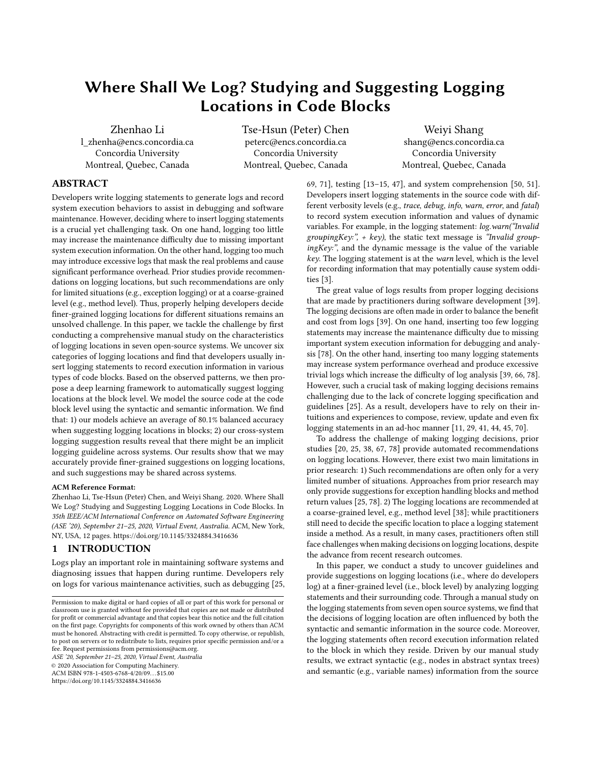# Where Shall We Log? Studying and Suggesting Logging Locations in Code Blocks

Zhenhao Li
l_zhenha@encs.concordia.ca
Concordia University
Montreal, Quebec, Canada

Tse-Hsun (Peter) Chen
peterc@encs.concordia.ca
Concordia University
Montreal, Quebec, Canada

Weiyi Shang
shang@encs.concordia.ca
Concordia University
Montreal, Quebec, Canada

## ABSTRACT

Developers write logging statements to generate logs and record system execution behaviors to assist in debugging and software maintenance. However, deciding where to insert logging statements is a crucial yet challenging task. On one hand, logging too little may increase the maintenance difficulty due to missing important system execution information. On the other hand, logging too much may introduce excessive logs that mask the real problems and cause significant performance overhead. Prior studies provide recommendations on logging locations, but such recommendations are only for limited situations (e.g., exception logging) or at a coarse-grained level (e.g., method level). Thus, properly helping developers decide finer-grained logging locations for different situations remains an unsolved challenge. In this paper, we tackle the challenge by first conducting a comprehensive manual study on the characteristics of logging locations in seven open-source systems. We uncover six categories of logging locations and find that developers usually insert logging statements to record execution information in various types of code blocks. Based on the observed patterns, we then propose a deep learning framework to automatically suggest logging locations at the block level. We model the source code at the code block level using the syntactic and semantic information. We find that: 1) our models achieve an average of 80.1% balanced accuracy when suggesting logging locations in blocks; 2) our cross-system logging suggestion results reveal that there might be an implicit logging guideline across systems. Our results show that we may accurately provide finer-grained suggestions on logging locations, and such suggestions may be shared across systems.

**ACM Reference Format:**
Zhenhao Li, Tse-Hsun (Peter) Chen, and Weiyi Shang. 2020. Where Shall We Log? Studying and Suggesting Logging Locations in Code Blocks. In *35th IEEE/ACM International Conference on Automated Software Engineering (ASE '20), September 21–25, 2020, Virtual Event, Australia.* ACM, New York, NY, USA, 12 pages. https://doi.org/10.1145/3324884.3416636

## 1 INTRODUCTION

Logs play an important role in maintaining software systems and diagnosing issues that happen during runtime. Developers rely on logs for various maintenance activities, such as debugging [25, 69, 71], testing [13–15, 47], and system comprehension [50, 51]. Developers insert logging statements in the source code with different verbosity levels (e.g., *trace*, *debug*, *info*, *warn*, *error*, and *fatal*) to record system execution information and values of dynamic variables. For example, in the logging statement: *log.warn("Invalid groupingKey:", + key)*, the static text message is *"Invalid groupingKey:"*, and the dynamic message is the value of the variable *key*. The logging statement is at the *warn* level, which is the level for recording information that may potentially cause system oddities [3].

The great value of logs results from proper logging decisions that are made by practitioners during software development [39]. The logging decisions are often made in order to balance the benefit and cost from logs [39]. On one hand, inserting too few logging statements may increase the maintenance difficulty due to missing important system execution information for debugging and analysis [78]. On the other hand, inserting too many logging statements may increase system performance overhead and produce excessive trivial logs which increase the difficulty of log analysis [39, 66, 78]. However, such a crucial task of making logging decisions remains challenging due to the lack of concrete logging specification and guidelines [25]. As a result, developers have to rely on their intuitions and experiences to compose, review, update and even fix logging statements in an ad-hoc manner [11, 29, 41, 44, 45, 70].

To address the challenge of making logging decisions, prior studies [20, 25, 38, 67, 78] provide automated recommendations on logging locations. However, there exist two main limitations in prior research: 1) Such recommendations are often only for a very limited number of situations. Approaches from prior research may only provide suggestions for exception handling blocks and method return values [25, 78]. 2) The logging locations are recommended at a coarse-grained level, e.g., method level [38]; while practitioners still need to decide the specific location to place a logging statement inside a method. As a result, in many cases, practitioners often still face challenges when making decisions on logging locations, despite the advance from recent research outcomes.

In this paper, we conduct a study to uncover guidelines and provide suggestions on logging locations (i.e., where do developers log) at a finer-grained level (i.e., block level) by analyzing logging statements and their surrounding code. Through a manual study on the logging statements from seven open source systems, we find that the decisions of logging location are often influenced by both the syntactic and semantic information in the source code. Moreover, the logging statements often record execution information related to the block in which they reside. Driven by our manual study results, we extract syntactic (e.g., nodes in abstract syntax trees) and semantic (e.g., variable names) information from the source

Permission to make digital or hard copies of all or part of this work for personal or classroom use is granted without fee provided that copies are not made or distributed for profit or commercial advantage and that copies bear this notice and the full citation on the first page. Copyrights for components of this work owned by others than ACM must be honored. Abstracting with credit is permitted. To copy otherwise, or republish, to post on servers or to redistribute to lists, requires prior specific permission and/or a fee. Request permissions from permissions@acm.org.
*ASE '20, September 21–25, 2020, Virtual Event, Australia*
© 2020 Association for Computing Machinery.
ACM ISBN 978-1-4503-6768-4/20/09…$15.00
https://doi.org/10.1145/3324884.3416636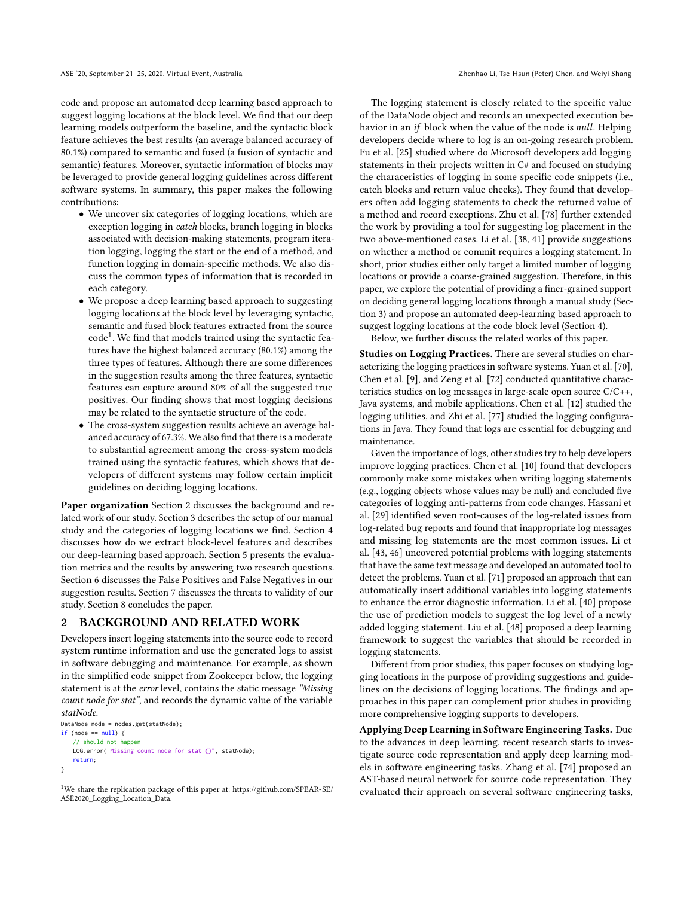code and propose an automated deep learning based approach to suggest logging locations at the block level. We find that our deep learning models outperform the baseline, and the syntactic block feature achieves the best results (an average balanced accuracy of 80.1%) compared to semantic and fused (a fusion of syntactic and semantic) features. Moreover, syntactic information of blocks may be leveraged to provide general logging guidelines across different software systems. In summary, this paper makes the following contributions:

- We uncover six categories of logging locations, which are exception logging in *catch* blocks, branch logging in blocks associated with decision-making statements, program iteration logging, logging the start or the end of a method, and function logging in domain-specific methods. We also discuss the common types of information that is recorded in each category.
- We propose a deep learning based approach to suggesting logging locations at the block level by leveraging syntactic, semantic and fused block features extracted from the source code[1]. We find that models trained using the syntactic features have the highest balanced accuracy (80.1%) among the three types of features. Although there are some differences in the suggestion results among the three features, syntactic features can capture around 80% of all the suggested true positives. Our finding shows that most logging decisions may be related to the syntactic structure of the code.
- The cross-system suggestion results achieve an average balanced accuracy of 67.3%. We also find that there is a moderate to substantial agreement among the cross-system models trained using the syntactic features, which shows that developers of different systems may follow certain implicit guidelines on deciding logging locations.

**Paper organization** Section 2 discusses the background and related work of our study. Section 3 describes the setup of our manual study and the categories of logging locations we find. Section 4 discusses how do we extract block-level features and describes our deep-learning based approach. Section 5 presents the evaluation metrics and the results by answering two research questions. Section 6 discusses the False Positives and False Negatives in our suggestion results. Section 7 discusses the threats to validity of our study. Section 8 concludes the paper.

## 2 BACKGROUND AND RELATED WORK

Developers insert logging statements into the source code to record system runtime information and use the generated logs to assist in software debugging and maintenance. For example, as shown in the simplified code snippet from Zookeeper below, the logging statement is at the *error* level, contains the static message *"Missing count node for stat"*, and records the dynamic value of the variable *statNode*.

```
DataNode node = nodes.get(statNode);
if (node == null) {
    // should not happen
    LOG.error("Missing count node for stat {}", statNode);
    return;
}
```

[1] We share the replication package of this paper at: https://github.com/SPEAR-SE/ASE2020_Logging_Location_Data.

The logging statement is closely related to the specific value of the DataNode object and records an unexpected execution behavior in an *if* block when the value of the node is *null*. Helping developers decide where to log is an on-going research problem. Fu et al. [25] studied where do Microsoft developers add logging statements in their projects written in C# and focused on studying the characeristics of logging in some specific code snippets (i.e., catch blocks and return value checks). They found that developers often add logging statements to check the returned value of a method and record exceptions. Zhu et al. [78] further extended the work by providing a tool for suggesting log placement in the two above-mentioned cases. Li et al. [38, 41] provide suggestions on whether a method or commit requires a logging statement. In short, prior studies either only target a limited number of logging locations or provide a coarse-grained suggestion. Therefore, in this paper, we explore the potential of providing a finer-grained support on deciding general logging locations through a manual study (Section 3) and propose an automated deep-learning based approach to suggest logging locations at the code block level (Section 4).

Below, we further discuss the related works of this paper.

**Studies on Logging Practices.** There are several studies on characterizing the logging practices in software systems. Yuan et al. [70], Chen et al. [9], and Zeng et al. [72] conducted quantitative characteristics studies on log messages in large-scale open source C/C++, Java systems, and mobile applications. Chen et al. [12] studied the logging utilities, and Zhi et al. [77] studied the logging configurations in Java. They found that logs are essential for debugging and maintenance.

Given the importance of logs, other studies try to help developers improve logging practices. Chen et al. [10] found that developers commonly make some mistakes when writing logging statements (e.g., logging objects whose values may be null) and concluded five categories of logging anti-patterns from code changes. Hassani et al. [29] identified seven root-causes of the log-related issues from log-related bug reports and found that inappropriate log messages and missing log statements are the most common issues. Li et al. [43, 46] uncovered potential problems with logging statements that have the same text message and developed an automated tool to detect the problems. Yuan et al. [71] proposed an approach that can automatically insert additional variables into logging statements to enhance the error diagnostic information. Li et al. [40] propose the use of prediction models to suggest the log level of a newly added logging statement. Liu et al. [48] proposed a deep learning framework to suggest the variables that should be recorded in logging statements.

Different from prior studies, this paper focuses on studying logging locations in the purpose of providing suggestions and guidelines on the decisions of logging locations. The findings and approaches in this paper can complement prior studies in providing more comprehensive logging supports to developers.

**Applying Deep Learning in Software Engineering Tasks.** Due to the advances in deep learning, recent research starts to investigate source code representation and apply deep learning models in software engineering tasks. Zhang et al. [74] proposed an AST-based neural network for source code representation. They evaluated their approach on several software engineering tasks,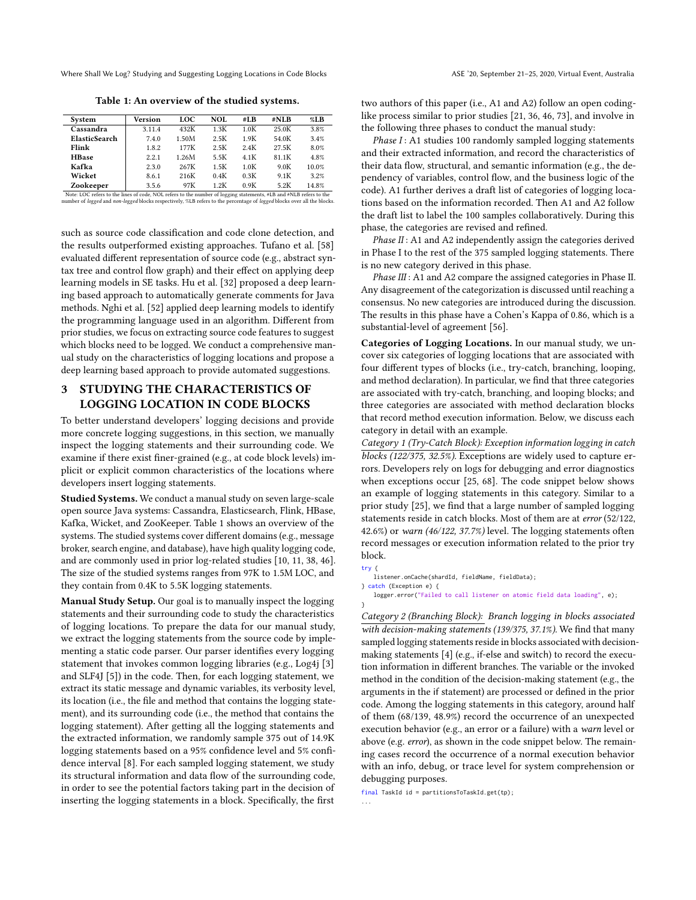Table 1: An overview of the studied systems.

| System | Version | LOC | NOL | #LB | #NLB | %LB |
|---|---|---|---|---|---|---|
| Cassandra | 3.11.4 | 432K | 1.3K | 1.0K | 25.0K | 3.8% |
| ElasticSearch | 7.4.0 | 1.50M | 2.5K | 1.9K | 54.0K | 3.4% |
| Flink | 1.8.2 | 177K | 2.5K | 2.4K | 27.5K | 8.0% |
| HBase | 2.2.1 | 1.26M | 5.5K | 4.1K | 81.1K | 4.8% |
| Kafka | 2.3.0 | 267K | 1.5K | 1.0K | 9.0K | 10.0% |
| Wicket | 8.6.1 | 216K | 0.4K | 0.3K | 9.1K | 3.2% |
| Zookeeper | 3.5.6 | 97K | 1.2K | 0.9K | 5.2K | 14.8% |

Note: LOC refers to the lines of code, NOL refers to the number of logging statements, #LB and #NLB refers to the number of *logged* and *non-logged* blocks respectively, %LB refers to the percentage of *logged* blocks over all the blocks.

such as source code classification and code clone detection, and the results outperformed existing approaches. Tufano et al. [58] evaluated different representation of source code (e.g., abstract syntax tree and control flow graph) and their effect on applying deep learning models in SE tasks. Hu et al. [32] proposed a deep learning based approach to automatically generate comments for Java methods. Nghi et al. [52] applied deep learning models to identify the programming language used in an algorithm. Different from prior studies, we focus on extracting source code features to suggest which blocks need to be logged. We conduct a comprehensive manual study on the characteristics of logging locations and propose a deep learning based approach to provide automated suggestions.

## 3 STUDYING THE CHARACTERISTICS OF LOGGING LOCATION IN CODE BLOCKS

To better understand developers' logging decisions and provide more concrete logging suggestions, in this section, we manually inspect the logging statements and their surrounding code. We examine if there exist finer-grained (e.g., at code block levels) implicit or explicit common characteristics of the locations where developers insert logging statements.

**Studied Systems.** We conduct a manual study on seven large-scale open source Java systems: Cassandra, Elasticsearch, Flink, HBase, Kafka, Wicket, and ZooKeeper. Table 1 shows an overview of the systems. The studied systems cover different domains (e.g., message broker, search engine, and database), have high quality logging code, and are commonly used in prior log-related studies [10, 11, 38, 46]. The size of the studied systems ranges from 97K to 1.5M LOC, and they contain from 0.4K to 5.5K logging statements.

**Manual Study Setup.** Our goal is to manually inspect the logging statements and their surrounding code to study the characteristics of logging locations. To prepare the data for our manual study, we extract the logging statements from the source code by implementing a static code parser. Our parser identifies every logging statement that invokes common logging libraries (e.g., Log4j [3] and SLF4J [5]) in the code. Then, for each logging statement, we extract its static message and dynamic variables, its verbosity level, its location (i.e., the file and method that contains the logging statement), and its surrounding code (i.e., the method that contains the logging statement). After getting all the logging statements and the extracted information, we randomly sample 375 out of 14.9K logging statements based on a 95% confidence level and 5% confidence interval [8]. For each sampled logging statement, we study its structural information and data flow of the surrounding code, in order to see the potential factors taking part in the decision of inserting the logging statements in a block. Specifically, the first two authors of this paper (i.e., A1 and A2) follow an open coding-like process similar to prior studies [21, 36, 46, 73], and involve in the following three phases to conduct the manual study:

*Phase I*: A1 studies 100 randomly sampled logging statements and their extracted information, and record the characteristics of their data flow, structural, and semantic information (e.g., the dependency of variables, control flow, and the business logic of the code). A1 further derives a draft list of categories of logging locations based on the information recorded. Then A1 and A2 follow the draft list to label the 100 samples collaboratively. During this phase, the categories are revised and refined.

*Phase II*: A1 and A2 independently assign the categories derived in Phase I to the rest of the 375 sampled logging statements. There is no new category derived in this phase.

*Phase III*: A1 and A2 compare the assigned categories in Phase II. Any disagreement of the categorization is discussed until reaching a consensus. No new categories are introduced during the discussion. The results in this phase have a Cohen's Kappa of 0.86, which is a substantial-level of agreement [56].

**Categories of Logging Locations.** In our manual study, we uncover six categories of logging locations that are associated with four different types of blocks (i.e., try-catch, branching, looping, and method declaration). In particular, we find that three categories are associated with try-catch, branching, and looping blocks; and three categories are associated with method declaration blocks that record method execution information. Below, we discuss each category in detail with an example.

*Category 1 (Try-Catch Block): Exception information logging in catch blocks (122/375, 32.5%).* Exceptions are widely used to capture errors. Developers rely on logs for debugging and error diagnostics when exceptions occur [25, 68]. The code snippet below shows an example of logging statements in this category. Similar to a prior study [25], we find that a large number of sampled logging statements reside in catch blocks. Most of them are at *error* (52/122, 42.6%) or *warn (46/122, 37.7%)* level. The logging statements often record messages or execution information related to the prior try block.

```
try {
    listener.onCache(shardId, fieldName, fieldData);
} catch (Exception e) {
    logger.error("Failed to call listener on atomic field data loading", e);
}
```

*Category 2 (Branching Block): Branch logging in blocks associated with decision-making statements (139/375, 37.1%).* We find that many sampled logging statements reside in blocks associated with decision-making statements [4] (e.g., if-else and switch) to record the execution information in different branches. The variable or the invoked method in the condition of the decision-making statement (e.g., the arguments in the if statement) are processed or defined in the prior code. Among the logging statements in this category, around half of them (68/139, 48.9%) record the occurrence of an unexpected execution behavior (e.g., an error or a failure) with a *warn* level or above (e.g. *error*), as shown in the code snippet below. The remaining cases record the occurrence of a normal execution behavior with an info, debug, or trace level for system comprehension or debugging purposes.

```
final TaskId id = partitionsToTaskId.get(tp);
...
```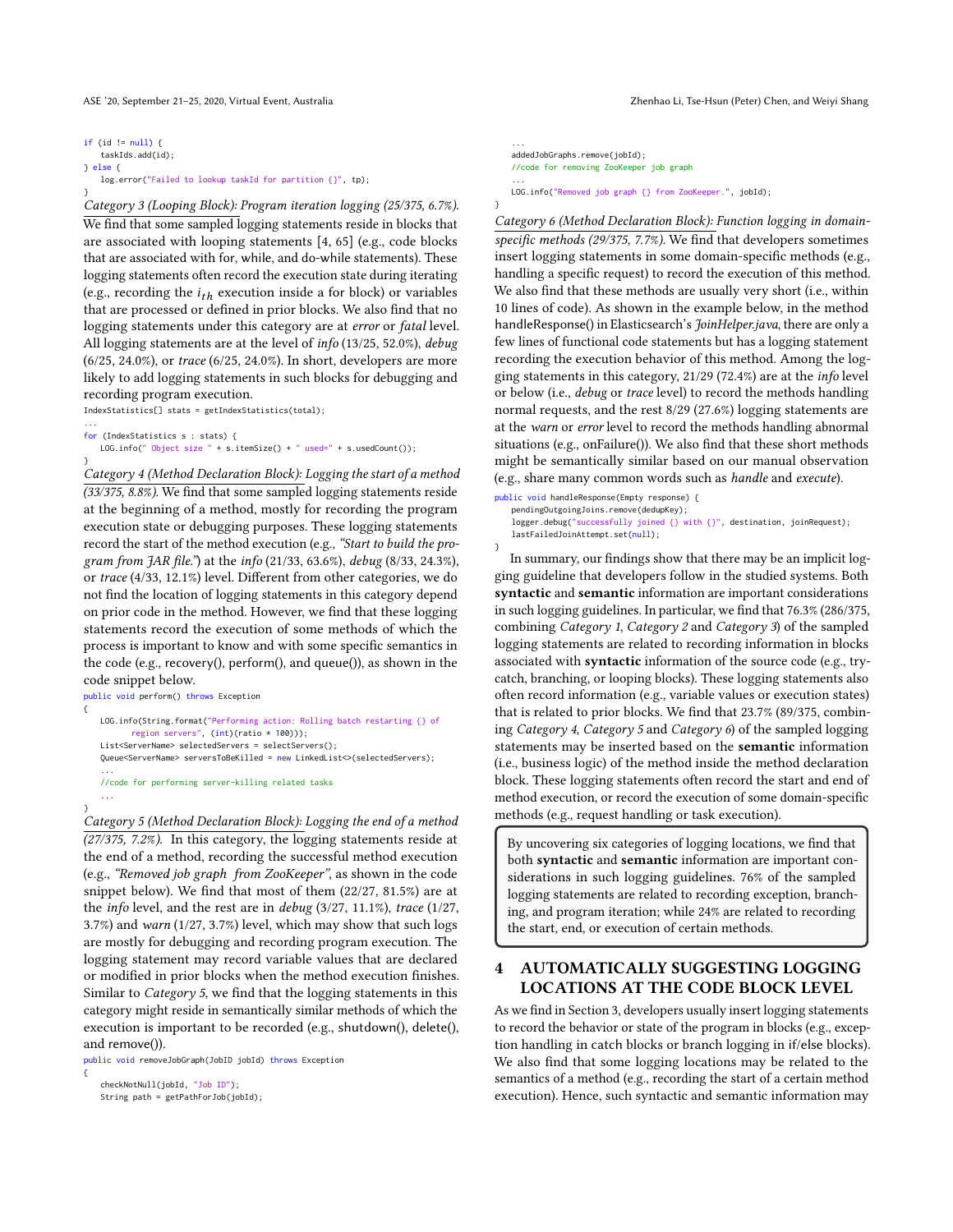```
if (id != null) {
    taskIds.add(id);
} else {
    log.error("Failed to lookup taskId for partition {}", tp);
}
```

*Category 3 (Looping Block): Program iteration logging (25/375, 6.7%).* We find that some sampled logging statements reside in blocks that are associated with looping statements [4, 65] (e.g., code blocks that are associated with for, while, and do-while statements). These logging statements often record the execution state during iterating (e.g., recording the $i_{th}$ execution inside a for block) or variables that are processed or defined in prior blocks. We also find that no logging statements under this category are at *error* or *fatal* level. All logging statements are at the level of *info* (13/25, 52.0%), *debug* (6/25, 24.0%), or *trace* (6/25, 24.0%). In short, developers are more likely to add logging statements in such blocks for debugging and recording program execution.

```
IndexStatistics[] stats = getIndexStatistics(total);
...
for (IndexStatistics s : stats) {
    LOG.info(" Object size " + s.itemSize() + " used=" + s.usedCount());
}
```

*Category 4 (Method Declaration Block): Logging the start of a method (33/375, 8.8%).* We find that some sampled logging statements reside at the beginning of a method, mostly for recording the program execution state or debugging purposes. These logging statements record the start of the method execution (e.g., *"Start to build the program from JAR file."*) at the *info* (21/33, 63.6%), *debug* (8/33, 24.3%), or *trace* (4/33, 12.1%) level. Different from other categories, we do not find the location of logging statements in this category depend on prior code in the method. However, we find that these logging statements record the execution of some methods of which the process is important to know and with some specific semantics in the code (e.g., recovery(), perform(), and queue()), as shown in the code snippet below.

```
public void perform() throws Exception
{
    LOG.info(String.format("Performing action: Rolling batch restarting {} of
          region servers", (int)(ratio * 100)));
    List<ServerName> selectedServers = selectServers();
    Queue<ServerName> serversToBeKilled = new LinkedList<>(selectedServers);
    ...
    //code for performing server-killing related tasks
    ...
}
```

*Category 5 (Method Declaration Block): Logging the end of a method (27/375, 7.2%).* In this category, the logging statements reside at the end of a method, recording the successful method execution (e.g., *"Removed job graph from ZooKeeper"*, as shown in the code snippet below). We find that most of them (22/27, 81.5%) are at the *info* level, and the rest are in *debug* (3/27, 11.1%), *trace* (1/27, 3.7%) and *warn* (1/27, 3.7%) level, which may show that such logs are mostly for debugging and recording program execution. The logging statement may record variable values that are declared or modified in prior blocks when the method execution finishes. Similar to *Category 5*, we find that the logging statements in this category might reside in semantically similar methods of which the execution is important to be recorded (e.g., shutdown(), delete(), and remove()).

```
public void removeJobGraph(JobID jobId) throws Exception
{
    checkNotNull(jobId, "Job ID");
    String path = getPathForJob(jobId);
    ...
    addedJobGraphs.remove(jobId);
    //code for removing ZooKeeper job graph
    ...
    LOG.info("Removed job graph {} from ZooKeeper.", jobId);
}
```

*Category 6 (Method Declaration Block): Function logging in domain-specific methods (29/375, 7.7%).* We find that developers sometimes insert logging statements in some domain-specific methods (e.g., handling a specific request) to record the execution of this method. We also find that these methods are usually very short (i.e., within 10 lines of code). As shown in the example below, in the method handleResponse() in Elasticsearch's *JoinHelper.java*, there are only a few lines of functional code statements but has a logging statement recording the execution behavior of this method. Among the logging statements in this category, 21/29 (72.4%) are at the *info* level or below (i.e., *debug* or *trace* level) to record the methods handling normal requests, and the rest 8/29 (27.6%) logging statements are at the *warn* or *error* level to record the methods handling abnormal situations (e.g., onFailure()). We also find that these short methods might be semantically similar based on our manual observation (e.g., share many common words such as *handle* and *execute*).

```
public void handleResponse(Empty response) {
    pendingOutgoingJoins.remove(dedupKey);
    logger.debug("successfully joined {} with {}", destination, joinRequest);
    lastFailedJoinAttempt.set(null);
}
```

In summary, our findings show that there may be an implicit logging guideline that developers follow in the studied systems. Both **syntactic** and **semantic** information are important considerations in such logging guidelines. In particular, we find that 76.3% (286/375, combining *Category 1*, *Category 2* and *Category 3*) of the sampled logging statements are related to recording information in blocks associated with **syntactic** information of the source code (e.g., try-catch, branching, or looping blocks). These logging statements also often record information (e.g., variable values or execution states) that is related to prior blocks. We find that 23.7% (89/375, combining *Category 4*, *Category 5* and *Category 6*) of the sampled logging statements may be inserted based on the **semantic** information (i.e., business logic) of the method inside the method declaration block. These logging statements often record the start and end of method execution, or record the execution of some domain-specific methods (e.g., request handling or task execution).

> By uncovering six categories of logging locations, we find that both **syntactic** and **semantic** information are important considerations in such logging guidelines. 76% of the sampled logging statements are related to recording exception, branching, and program iteration; while 24% are related to recording the start, end, or execution of certain methods.

## 4 AUTOMATICALLY SUGGESTING LOGGING LOCATIONS AT THE CODE BLOCK LEVEL

As we find in Section 3, developers usually insert logging statements to record the behavior or state of the program in blocks (e.g., exception handling in catch blocks or branch logging in if/else blocks). We also find that some logging locations may be related to the semantics of a method (e.g., recording the start of a certain method execution). Hence, such syntactic and semantic information may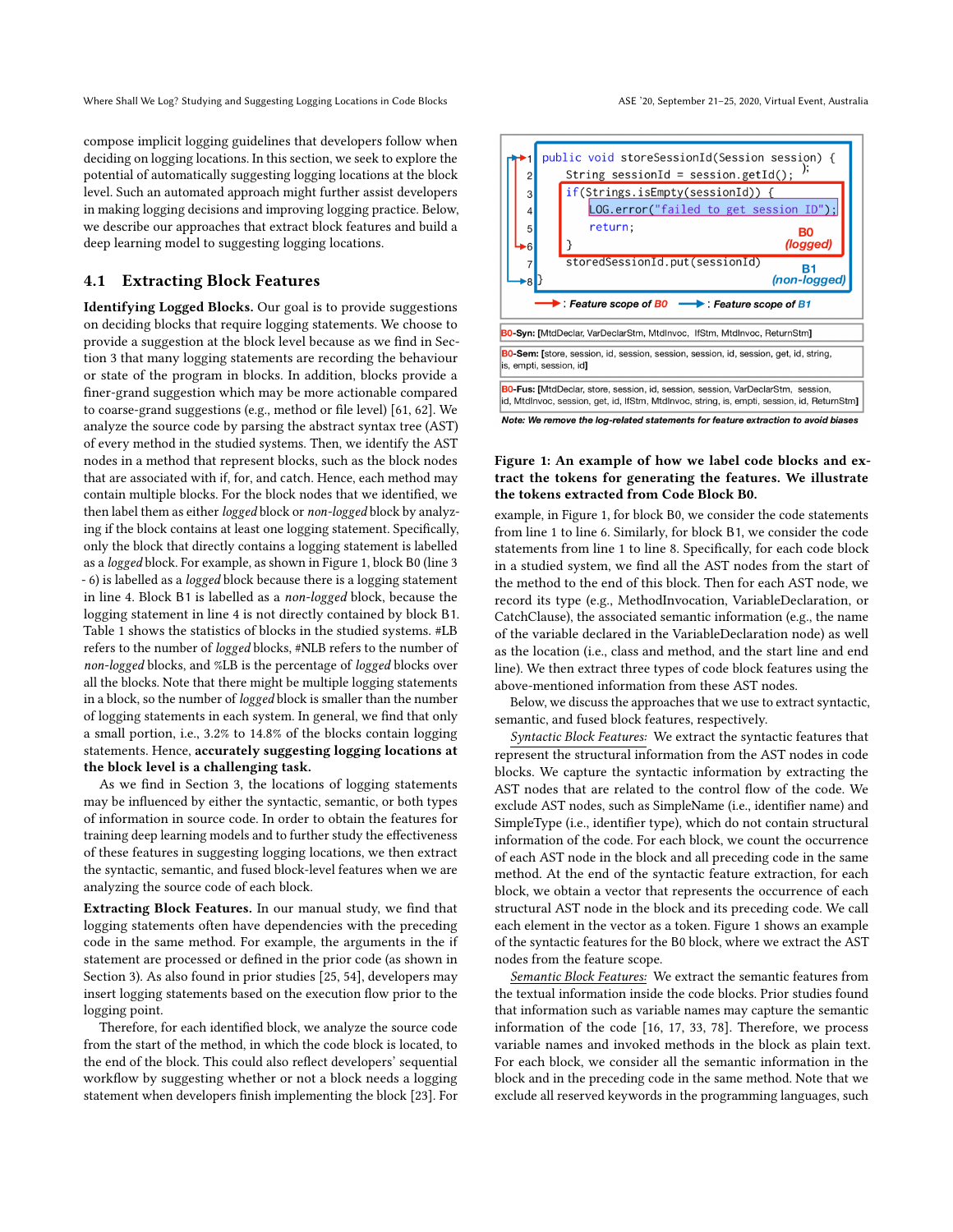compose implicit logging guidelines that developers follow when deciding on logging locations. In this section, we seek to explore the potential of automatically suggesting logging locations at the block level. Such an automated approach might further assist developers in making logging decisions and improving logging practice. Below, we describe our approaches that extract block features and build a deep learning model to suggesting logging locations.

## 4.1 Extracting Block Features

**Identifying Logged Blocks.** Our goal is to provide suggestions on deciding blocks that require logging statements. We choose to provide a suggestion at the block level because as we find in Section 3 that many logging statements are recording the behaviour or state of the program in blocks. In addition, blocks provide a finer-grand suggestion which may be more actionable compared to coarse-grand suggestions (e.g., method or file level) [61, 62]. We analyze the source code by parsing the abstract syntax tree (AST) of every method in the studied systems. Then, we identify the AST nodes in a method that represent blocks, such as the block nodes that are associated with if, for, and catch. Hence, each method may contain multiple blocks. For the block nodes that we identified, we then label them as either *logged* block or *non-logged* block by analyzing if the block contains at least one logging statement. Specifically, only the block that directly contains a logging statement is labelled as a *logged* block. For example, as shown in Figure 1, block B0 (line 3 - 6) is labelled as a *logged* block because there is a logging statement in line 4. Block B1 is labelled as a *non-logged* block, because the logging statement in line 4 is not directly contained by block B1. Table 1 shows the statistics of blocks in the studied systems. #LB refers to the number of *logged* blocks, #NLB refers to the number of *non-logged* blocks, and %LB is the percentage of *logged* blocks over all the blocks. Note that there might be multiple logging statements in a block, so the number of *logged* block is smaller than the number of logging statements in each system. In general, we find that only a small portion, i.e., 3.2% to 14.8% of the blocks contain logging statements. Hence, **accurately suggesting logging locations at the block level is a challenging task.**

As we find in Section 3, the locations of logging statements may be influenced by either the syntactic, semantic, or both types of information in source code. In order to obtain the features for training deep learning models and to further study the effectiveness of these features in suggesting logging locations, we then extract the syntactic, semantic, and fused block-level features when we are analyzing the source code of each block.

**Extracting Block Features.** In our manual study, we find that logging statements often have dependencies with the preceding code in the same method. For example, the arguments in the if statement are processed or defined in the prior code (as shown in Section 3). As also found in prior studies [25, 54], developers may insert logging statements based on the execution flow prior to the logging point.

Therefore, for each identified block, we analyze the source code from the start of the method, in which the code block is located, to the end of the block. This could also reflect developers' sequential workflow by suggesting whether or not a block needs a logging statement when developers finish implementing the block [23]. For

```
1 public void storeSessionId(Session session) {
2     String sessionId = session.getId();
3     if(Strings.isEmpty(sessionId)) {
4         LOG.error("failed to get session ID");
5         return;
6     }                                        B0 (logged)
7     storedSessionId.put(sessionId)
8 }                                            B1 (non-logged)
```

→ : Feature scope of B0  → : Feature scope of B1

B0-Syn: [MtdDeclar, VarDeclarStm, MtdInvoc, IfStm, MtdInvoc, ReturnStm]

B0-Sem: [store, session, id, session, session, session, id, session, get, id, string, is, empti, session, id]

B0-Fus: [MtdDeclar, store, session, id, session, session, VarDeclarStm, session, id, MtdInvoc, session, get, id, IfStm, MtdInvoc, string, is, empti, session, id, ReturnStm]

*Note: We remove the log-related statements for feature extraction to avoid biases*

**Figure 1: An example of how we label code blocks and extract the tokens for generating the features. We illustrate the tokens extracted from Code Block B0.**

example, in Figure 1, for block B0, we consider the code statements from line 1 to line 6. Similarly, for block B1, we consider the code statements from line 1 to line 8. Specifically, for each code block in a studied system, we find all the AST nodes from the start of the method to the end of this block. Then for each AST node, we record its type (e.g., MethodInvocation, VariableDeclaration, or CatchClause), the associated semantic information (e.g., the name of the variable declared in the VariableDeclaration node) as well as the location (i.e., class and method, and the start line and end line). We then extract three types of code block features using the above-mentioned information from these AST nodes.

Below, we discuss the approaches that we use to extract syntactic, semantic, and fused block features, respectively.

*Syntactic Block Features:* We extract the syntactic features that represent the structural information from the AST nodes in code blocks. We capture the syntactic information by extracting the AST nodes that are related to the control flow of the code. We exclude AST nodes, such as SimpleName (i.e., identifier name) and SimpleType (i.e., identifier type), which do not contain structural information of the code. For each block, we count the occurrence of each AST node in the block and all preceding code in the same method. At the end of the syntactic feature extraction, for each block, we obtain a vector that represents the occurrence of each structural AST node in the block and its preceding code. We call each element in the vector as a token. Figure 1 shows an example of the syntactic features for the B0 block, where we extract the AST nodes from the feature scope.

*Semantic Block Features:* We extract the semantic features from the textual information inside the code blocks. Prior studies found that information such as variable names may capture the semantic information of the code [16, 17, 33, 78]. Therefore, we process variable names and invoked methods in the block as plain text. For each block, we consider all the semantic information in the block and in the preceding code in the same method. Note that we exclude all reserved keywords in the programming languages, such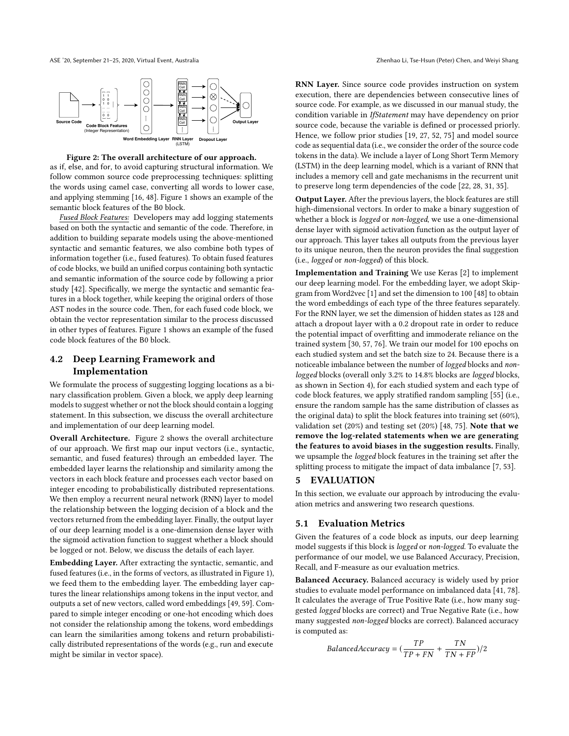Figure 2: The overall architecture of our approach.

as if, else, and for, to avoid capturing structural information. We follow common source code preprocessing techniques: splitting the words using camel case, converting all words to lower case, and applying stemming [16, 48]. Figure 1 shows an example of the semantic block features of the B0 block.

*Fused Block Features:* Developers may add logging statements based on both the syntactic and semantic of the code. Therefore, in addition to building separate models using the above-mentioned syntactic and semantic features, we also combine both types of information together (i.e., fused features). To obtain fused features of code blocks, we build an unified corpus containing both syntactic and semantic information of the source code by following a prior study [42]. Specifically, we merge the syntactic and semantic features in a block together, while keeping the original orders of those AST nodes in the source code. Then, for each fused code block, we obtain the vector representation similar to the process discussed in other types of features. Figure 1 shows an example of the fused code block features of the B0 block.

## 4.2 Deep Learning Framework and Implementation

We formulate the process of suggesting logging locations as a binary classification problem. Given a block, we apply deep learning models to suggest whether or not the block should contain a logging statement. In this subsection, we discuss the overall architecture and implementation of our deep learning model.

**Overall Architecture.** Figure 2 shows the overall architecture of our approach. We first map our input vectors (i.e., syntactic, semantic, and fused features) through an embedded layer. The embedded layer learns the relationship and similarity among the vectors in each block feature and processes each vector based on integer encoding to probabilistically distributed representations. We then employ a recurrent neural network (RNN) layer to model the relationship between the logging decision of a block and the vectors returned from the embedding layer. Finally, the output layer of our deep learning model is a one-dimension dense layer with the sigmoid activation function to suggest whether a block should be logged or not. Below, we discuss the details of each layer.

**Embedding Layer.** After extracting the syntactic, semantic, and fused features (i.e., in the forms of vectors, as illustrated in Figure 1), we feed them to the embedding layer. The embedding layer captures the linear relationships among tokens in the input vector, and outputs a set of new vectors, called word embeddings [49, 59]. Compared to simple integer encoding or one-hot encoding which does not consider the relationship among the tokens, word embeddings can learn the similarities among tokens and return probabilistically distributed representations of the words (e.g., run and execute might be similar in vector space).

**RNN Layer.** Since source code provides instruction on system execution, there are dependencies between consecutive lines of source code. For example, as we discussed in our manual study, the condition variable in *IfStatement* may have dependency on prior source code, because the variable is defined or processed priorly. Hence, we follow prior studies [19, 27, 52, 75] and model source code as sequential data (i.e., we consider the order of the source code tokens in the data). We include a layer of Long Short Term Memory (LSTM) in the deep learning model, which is a variant of RNN that includes a memory cell and gate mechanisms in the recurrent unit to preserve long term dependencies of the code [22, 28, 31, 35].

**Output Layer.** After the previous layers, the block features are still high-dimensional vectors. In order to make a binary suggestion of whether a block is *logged* or *non-logged*, we use a one-dimensional dense layer with sigmoid activation function as the output layer of our approach. This layer takes all outputs from the previous layer to its unique neuron, then the neuron provides the final suggestion (i.e., *logged* or *non-logged*) of this block.

**Implementation and Training** We use Keras [2] to implement our deep learning model. For the embedding layer, we adopt Skip-gram from Word2vec [1] and set the dimension to 100 [48] to obtain the word embeddings of each type of the three features separately. For the RNN layer, we set the dimension of hidden states as 128 and attach a dropout layer with a 0.2 dropout rate in order to reduce the potential impact of overfitting and immoderate reliance on the trained system [30, 57, 76]. We train our model for 100 epochs on each studied system and set the batch size to 24. Because there is a noticeable imbalance between the number of *logged* blocks and *non-logged* blocks (overall only 3.2% to 14.8% blocks are *logged* blocks, as shown in Section 4), for each studied system and each type of code block features, we apply stratified random sampling [55] (i.e., ensure the random sample has the same distribution of classes as the original data) to split the block features into training set (60%), validation set (20%) and testing set (20%) [48, 75]. **Note that we remove the log-related statements when we are generating the features to avoid biases in the suggestion results.** Finally, we upsample the *logged* block features in the training set after the splitting process to mitigate the impact of data imbalance [7, 53].

# 5 EVALUATION

In this section, we evaluate our approach by introducing the evaluation metrics and answering two research questions.

## 5.1 Evaluation Metrics

Given the features of a code block as inputs, our deep learning model suggests if this block is *logged* or *non-logged*. To evaluate the performance of our model, we use Balanced Accuracy, Precision, Recall, and F-measure as our evaluation metrics.

**Balanced Accuracy.** Balanced accuracy is widely used by prior studies to evaluate model performance on imbalanced data [41, 78]. It calculates the average of True Positive Rate (i.e., how many suggested *logged* blocks are correct) and True Negative Rate (i.e., how many suggested *non-logged* blocks are correct). Balanced accuracy is computed as:

$$BalancedAccuracy = (\frac{TP}{TP + FN} + \frac{TN}{TN + FP})/2$$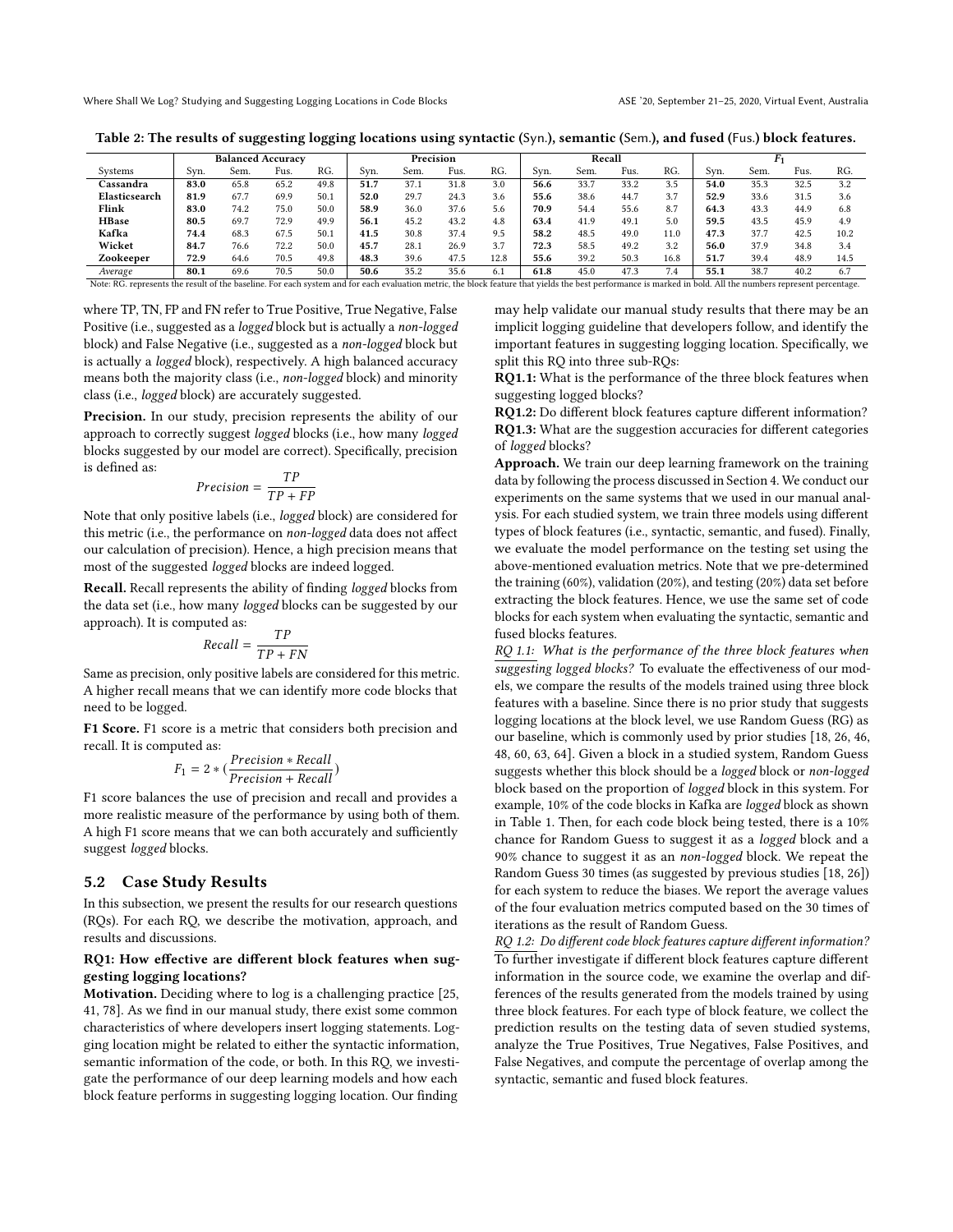**Table 2: The results of suggesting logging locations using syntactic (Syn.), semantic (Sem.), and fused (Fus.) block features.**

| | Balanced Accuracy | | | | Precision | | | | Recall | | | | $F_1$ | | | |
|---|---|---|---|---|---|---|---|---|---|---|---|---|---|---|---|---|
| Systems | Syn. | Sem. | Fus. | RG. | Syn. | Sem. | Fus. | RG. | Syn. | Sem. | Fus. | RG. | Syn. | Sem. | Fus. | RG. |
| **Cassandra** | **83.0** | 65.8 | 65.2 | 49.8 | **51.7** | 37.1 | 31.8 | 3.0 | **56.6** | 33.7 | 33.2 | 3.5 | **54.0** | 35.3 | 32.5 | 3.2 |
| **Elasticsearch** | **81.9** | 67.7 | 69.9 | 50.1 | **52.0** | 29.7 | 24.3 | 3.6 | **55.6** | 38.6 | 44.7 | 3.7 | **52.9** | 33.6 | 31.5 | 3.6 |
| **Flink** | **83.0** | 74.2 | 75.0 | 50.0 | **58.9** | 36.0 | 37.6 | 5.6 | **70.9** | 54.4 | 55.6 | 8.7 | **64.3** | 43.3 | 44.9 | 6.8 |
| **HBase** | **80.5** | 69.7 | 72.9 | 49.9 | **56.1** | 45.2 | 43.2 | 4.8 | **63.4** | 41.9 | 49.1 | 5.0 | **59.5** | 43.5 | 45.9 | 4.9 |
| **Kafka** | **74.4** | 68.3 | 67.5 | 50.1 | **41.5** | 30.8 | 37.4 | 9.5 | **58.2** | 48.5 | 49.0 | 11.0 | **47.3** | 37.7 | 42.5 | 10.2 |
| **Wicket** | **84.7** | 76.6 | 72.2 | 50.0 | **45.7** | 28.1 | 26.9 | 3.7 | **72.3** | 58.5 | 49.2 | 3.2 | **56.0** | 37.9 | 34.8 | 3.4 |
| **Zookeeper** | **72.9** | 64.6 | 70.5 | 49.8 | **48.3** | 39.6 | 47.5 | 12.8 | **55.6** | 39.2 | 50.3 | 16.8 | **51.7** | 39.4 | 48.9 | 14.5 |
| *Average* | **80.1** | 69.6 | 70.5 | 50.0 | **50.6** | 35.2 | 35.6 | 6.1 | **61.8** | 45.0 | 47.3 | 7.4 | **55.1** | 38.7 | 40.2 | 6.7 |

Note: RG. represents the result of the baseline. For each system and for each evaluation metric, the block feature that yields the best performance is marked in bold. All the numbers represent percentage.

where TP, TN, FP and FN refer to True Positive, True Negative, False Positive (i.e., suggested as a *logged* block but is actually a *non-logged* block) and False Negative (i.e., suggested as a *non-logged* block but is actually a *logged* block), respectively. A high balanced accuracy means both the majority class (i.e., *non-logged* block) and minority class (i.e., *logged* block) are accurately suggested.

**Precision.** In our study, precision represents the ability of our approach to correctly suggest *logged* blocks (i.e., how many *logged* blocks suggested by our model are correct). Specifically, precision is defined as:

$$Precision = \frac{TP}{TP + FP}$$

Note that only positive labels (i.e., *logged* block) are considered for this metric (i.e., the performance on *non-logged* data does not affect our calculation of precision). Hence, a high precision means that most of the suggested *logged* blocks are indeed logged.

**Recall.** Recall represents the ability of finding *logged* blocks from the data set (i.e., how many *logged* blocks can be suggested by our approach). It is computed as:

$$Recall = \frac{TP}{TP + FN}$$

Same as precision, only positive labels are considered for this metric. A higher recall means that we can identify more code blocks that need to be logged.

**F1 Score.** F1 score is a metric that considers both precision and recall. It is computed as:

$$F_1 = 2 * \left(\frac{Precision * Recall}{Precision + Recall}\right)$$

F1 score balances the use of precision and recall and provides a more realistic measure of the performance by using both of them. A high F1 score means that we can both accurately and sufficiently suggest *logged* blocks.

## 5.2 Case Study Results

In this subsection, we present the results for our research questions (RQs). For each RQ, we describe the motivation, approach, and results and discussions.

### RQ1: How effective are different block features when suggesting logging locations?

**Motivation.** Deciding where to log is a challenging practice [25, 41, 78]. As we find in our manual study, there exist some common characteristics of where developers insert logging statements. Logging location might be related to either the syntactic information, semantic information of the code, or both. In this RQ, we investigate the performance of our deep learning models and how each block feature performs in suggesting logging location. Our finding may help validate our manual study results that there may be an implicit logging guideline that developers follow, and identify the important features in suggesting logging location. Specifically, we split this RQ into three sub-RQs:

**RQ1.1:** What is the performance of the three block features when suggesting logged blocks?

**RQ1.2:** Do different block features capture different information?

**RQ1.3:** What are the suggestion accuracies for different categories of *logged* blocks?

**Approach.** We train our deep learning framework on the training data by following the process discussed in Section 4. We conduct our experiments on the same systems that we used in our manual analysis. For each studied system, we train three models using different types of block features (i.e., syntactic, semantic, and fused). Finally, we evaluate the model performance on the testing set using the above-mentioned evaluation metrics. Note that we pre-determined the training (60%), validation (20%), and testing (20%) data set before extracting the block features. Hence, we use the same set of code blocks for each system when evaluating the syntactic, semantic and fused blocks features.

*RQ 1.1: What is the performance of the three block features when suggesting logged blocks?* To evaluate the effectiveness of our models, we compare the results of the models trained using three block features with a baseline. Since there is no prior study that suggests logging locations at the block level, we use Random Guess (RG) as our baseline, which is commonly used by prior studies [18, 26, 46, 48, 60, 63, 64]. Given a block in a studied system, Random Guess suggests whether this block should be a *logged* block or *non-logged* block based on the proportion of *logged* block in this system. For example, 10% of the code blocks in Kafka are *logged* block as shown in Table 1. Then, for each code block being tested, there is a 10% chance for Random Guess to suggest it as a *logged* block and a 90% chance to suggest it as an *non-logged* block. We repeat the Random Guess 30 times (as suggested by previous studies [18, 26]) for each system to reduce the biases. We report the average values of the four evaluation metrics computed based on the 30 times of iterations as the result of Random Guess.

*RQ 1.2: Do different code block features capture different information?* To further investigate if different block features capture different information in the source code, we examine the overlap and differences of the results generated from the models trained by using three block features. For each type of block feature, we collect the prediction results on the testing data of seven studied systems, analyze the True Positives, True Negatives, False Positives, and False Negatives, and compute the percentage of overlap among the syntactic, semantic and fused block features.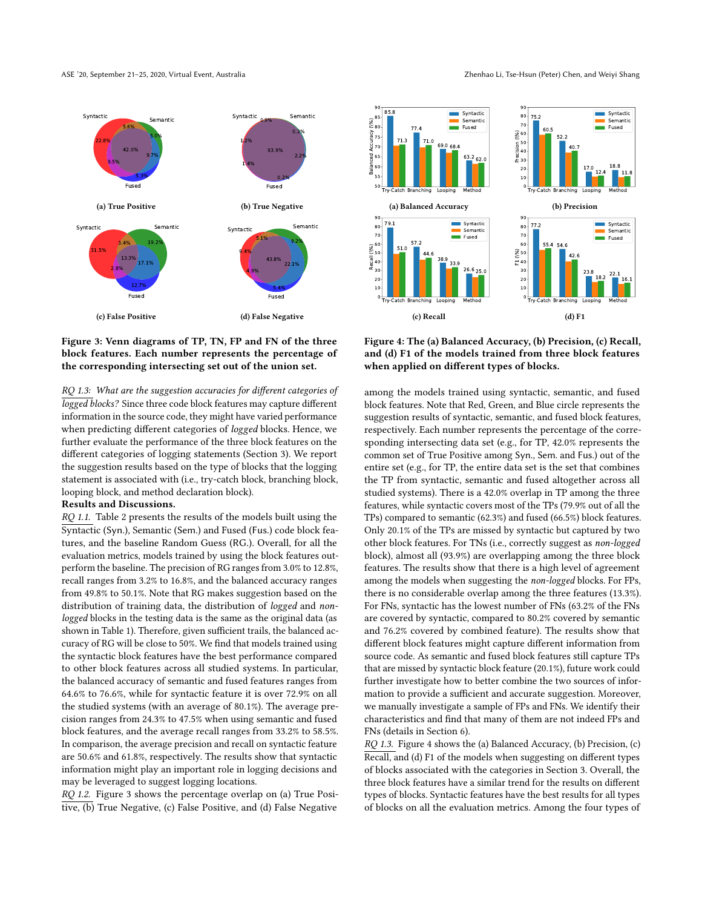(a) True Positive

(b) True Negative

(c) False Positive

(d) False Negative

**Figure 3: Venn diagrams of TP, TN, FP and FN of the three block features. Each number represents the percentage of the corresponding intersecting set out of the union set.**

(a) Balanced Accuracy

(b) Precision

(c) Recall

(d) F1

**Figure 4: The (a) Balanced Accuracy, (b) Precision, (c) Recall, and (d) F1 of the models trained from three block features when applied on different types of blocks.**

*RQ 1.3: What are the suggestion accuracies for different categories of logged blocks?* Since three code block features may capture different information in the source code, they might have varied performance when predicting different categories of *logged* blocks. Hence, we further evaluate the performance of the three block features on the different categories of logging statements (Section 3). We report the suggestion results based on the type of blocks that the logging statement is associated with (i.e., try-catch block, branching block, looping block, and method declaration block).

**Results and Discussions.**

*RQ 1.1.* Table 2 presents the results of the models built using the Syntactic (Syn.), Semantic (Sem.) and Fused (Fus.) code block features, and the baseline Random Guess (RG.). Overall, for all the evaluation metrics, models trained by using the block features outperform the baseline. The precision of RG ranges from 3.0% to 12.8%, recall ranges from 3.2% to 16.8%, and the balanced accuracy ranges from 49.8% to 50.1%. Note that RG makes suggestion based on the distribution of training data, the distribution of *logged* and *non-logged* blocks in the testing data is the same as the original data (as shown in Table 1). Therefore, given sufficient trails, the balanced accuracy of RG will be close to 50%. We find that models trained using the syntactic block features have the best performance compared to other block features across all studied systems. In particular, the balanced accuracy of semantic and fused features ranges from 64.6% to 76.6%, while for syntactic feature it is over 72.9% on all the studied systems (with an average of 80.1%). The average precision ranges from 24.3% to 47.5% when using semantic and fused block features, and the average recall ranges from 33.2% to 58.5%. In comparison, the average precision and recall on syntactic feature are 50.6% and 61.8%, respectively. The results show that syntactic information might play an important role in logging decisions and may be leveraged to suggest logging locations.

*RQ 1.2.* Figure 3 shows the percentage overlap on (a) True Positive, (b) True Negative, (c) False Positive, and (d) False Negative among the models trained using syntactic, semantic, and fused block features. Note that Red, Green, and Blue circle represents the suggestion results of syntactic, semantic, and fused block features, respectively. Each number represents the percentage of the corresponding intersecting data set (e.g., for TP, 42.0% represents the common set of True Positive among Syn., Sem. and Fus.) out of the entire set (e.g., for TP, the entire data set is the set that combines the TP from syntactic, semantic and fused altogether across all studied systems). There is a 42.0% overlap in TP among the three features, while syntactic covers most of the TPs (79.9% out of all the TPs) compared to semantic (62.3%) and fused (66.5%) block features. Only 20.1% of the TPs are missed by syntactic but captured by two other block features. For TNs (i.e., correctly suggest as *non-logged* block), almost all (93.9%) are overlapping among the three block features. The results show that there is a high level of agreement among the models when suggesting the *non-logged* blocks. For FPs, there is no considerable overlap among the three features (13.3%). For FNs, syntactic has the lowest number of FNs (63.2% of the FNs are covered by syntactic, compared to 80.2% covered by semantic and 76.2% covered by combined feature). The results show that different block features might capture different information from source code. As semantic and fused block features still capture TPs that are missed by syntactic block feature (20.1%), future work could further investigate how to better combine the two sources of information to provide a sufficient and accurate suggestion. Moreover, we manually investigate a sample of FPs and FNs. We identify their characteristics and find that many of them are not indeed FPs and FNs (details in Section 6).

*RQ 1.3.* Figure 4 shows the (a) Balanced Accuracy, (b) Precision, (c) Recall, and (d) F1 of the models when suggesting on different types of blocks associated with the categories in Section 3. Overall, the three block features have a similar trend for the results on different types of blocks. Syntactic features have the best results for all types of blocks on all the evaluation metrics. Among the four types of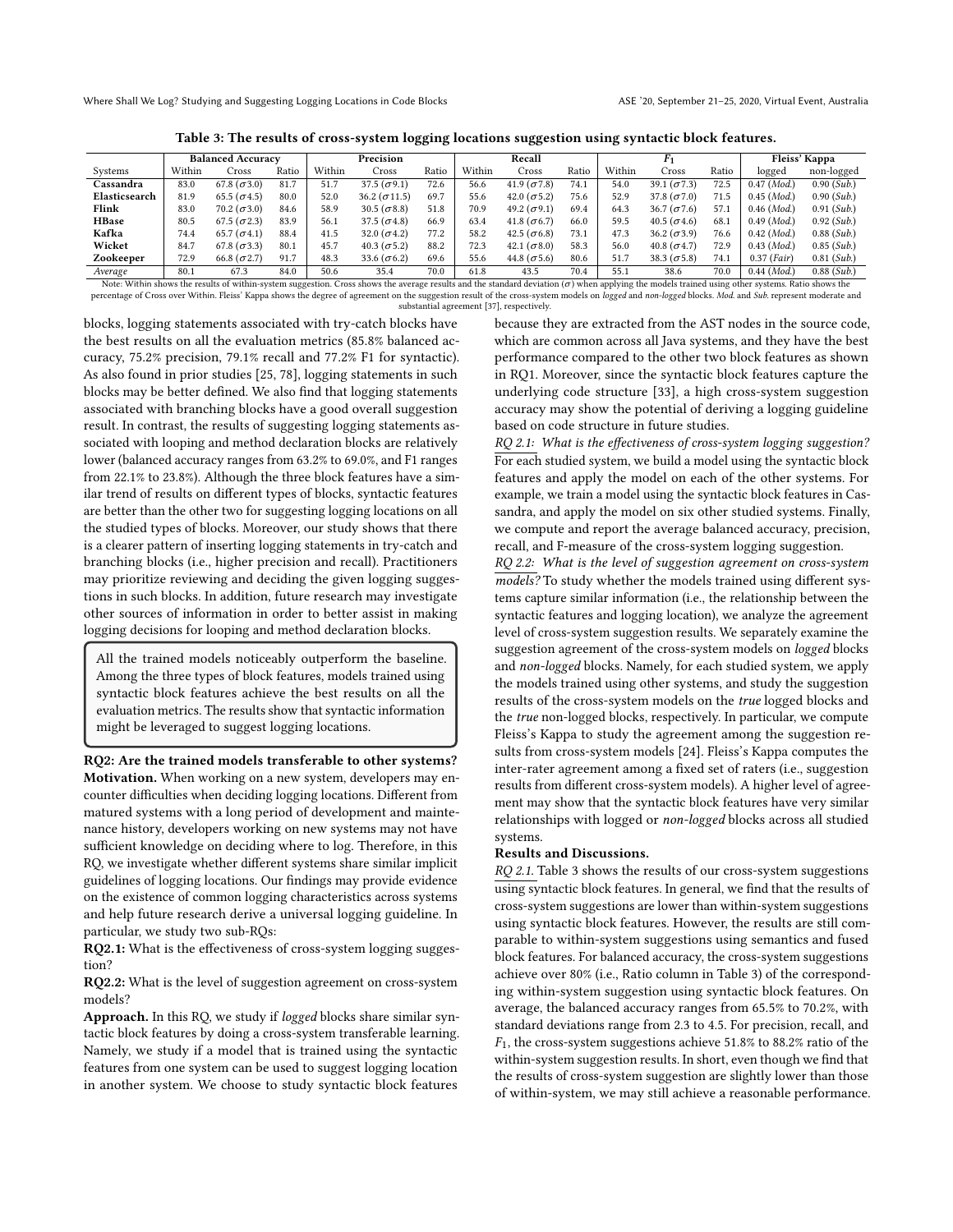**Table 3: The results of cross-system logging locations suggestion using syntactic block features.**

| | Balanced Accuracy | | | Precision | | | Recall | | | $F_1$ | | | Fleiss' Kappa | |
|---|---|---|---|---|---|---|---|---|---|---|---|---|---|---|
| Systems | Within | Cross | Ratio | Within | Cross | Ratio | Within | Cross | Ratio | Within | Cross | Ratio | logged | non-logged |
| **Cassandra** | 83.0 | 67.8 ($\sigma$3.0) | 81.7 | 51.7 | 37.5 ($\sigma$9.1) | 72.6 | 56.6 | 41.9 ($\sigma$7.8) | 74.1 | 54.0 | 39.1 ($\sigma$7.3) | 72.5 | 0.47 (*Mod.*) | 0.90 (*Sub.*) |
| **Elasticsearch** | 81.9 | 65.5 ($\sigma$4.5) | 80.0 | 52.0 | 36.2 ($\sigma$11.5) | 69.7 | 55.6 | 42.0 ($\sigma$5.2) | 75.6 | 52.9 | 37.8 ($\sigma$7.0) | 71.5 | 0.45 (*Mod.*) | 0.90 (*Sub.*) |
| **Flink** | 83.0 | 70.2 ($\sigma$3.0) | 84.6 | 58.9 | 30.5 ($\sigma$8.8) | 51.8 | 70.9 | 49.2 ($\sigma$9.1) | 69.4 | 64.3 | 36.7 ($\sigma$7.6) | 57.1 | 0.46 (*Mod.*) | 0.91 (*Sub.*) |
| **HBase** | 80.5 | 67.5 ($\sigma$2.3) | 83.9 | 56.1 | 37.5 ($\sigma$4.8) | 66.9 | 63.4 | 41.8 ($\sigma$6.7) | 66.0 | 59.5 | 40.5 ($\sigma$4.6) | 68.1 | 0.49 (*Mod.*) | 0.92 (*Sub.*) |
| **Kafka** | 74.4 | 65.7 ($\sigma$4.1) | 88.4 | 41.5 | 32.0 ($\sigma$4.2) | 77.2 | 58.2 | 42.5 ($\sigma$6.8) | 73.1 | 47.3 | 36.2 ($\sigma$3.9) | 76.6 | 0.42 (*Mod.*) | 0.88 (*Sub.*) |
| **Wicket** | 84.7 | 67.8 ($\sigma$3.3) | 80.1 | 45.7 | 40.3 ($\sigma$5.2) | 88.2 | 72.3 | 42.1 ($\sigma$8.0) | 58.3 | 56.0 | 40.8 ($\sigma$4.7) | 72.9 | 0.43 (*Mod.*) | 0.85 (*Sub.*) |
| **Zookeeper** | 72.9 | 66.8 ($\sigma$2.7) | 91.7 | 48.3 | 33.6 ($\sigma$6.2) | 69.6 | 55.6 | 44.8 ($\sigma$5.6) | 80.6 | 51.7 | 38.3 ($\sigma$5.8) | 74.1 | 0.37 (*Fair*) | 0.81 (*Sub.*) |
| *Average* | 80.1 | 67.3 | 84.0 | 50.6 | 35.4 | 70.0 | 61.8 | 43.5 | 70.4 | 55.1 | 38.6 | 70.0 | 0.44 (*Mod.*) | 0.88 (*Sub.*) |

Note: Within shows the results of within-system suggestion. Cross shows the average results and the standard deviation ($\sigma$) when applying the models trained using other systems. Ratio shows the percentage of Cross over Within. Fleiss' Kappa shows the degree of agreement on the suggestion result of the cross-system models on *logged* and *non-logged* blocks. *Mod.* and *Sub.* represent moderate and substantial agreement [37], respectively.

blocks, logging statements associated with try-catch blocks have the best results on all the evaluation metrics (85.8% balanced accuracy, 75.2% precision, 79.1% recall and 77.2% F1 for syntactic). As also found in prior studies [25, 78], logging statements in such blocks may be better defined. We also find that logging statements associated with branching blocks have a good overall suggestion result. In contrast, the results of suggesting logging statements associated with looping and method declaration blocks are relatively lower (balanced accuracy ranges from 63.2% to 69.0%, and F1 ranges from 22.1% to 23.8%). Although the three block features have a similar trend of results on different types of blocks, syntactic features are better than the other two for suggesting logging locations on all the studied types of blocks. Moreover, our study shows that there is a clearer pattern of inserting logging statements in try-catch and branching blocks (i.e., higher precision and recall). Practitioners may prioritize reviewing and deciding the given logging suggestions in such blocks. In addition, future research may investigate other sources of information in order to better assist in making logging decisions for looping and method declaration blocks.

> All the trained models noticeably outperform the baseline. Among the three types of block features, models trained using syntactic block features achieve the best results on all the evaluation metrics. The results show that syntactic information might be leveraged to suggest logging locations.

**RQ2: Are the trained models transferable to other systems?**

**Motivation.** When working on a new system, developers may encounter difficulties when deciding logging locations. Different from matured systems with a long period of development and maintenance history, developers working on new systems may not have sufficient knowledge on deciding where to log. Therefore, in this RQ, we investigate whether different systems share similar implicit guidelines of logging locations. Our findings may provide evidence on the existence of common logging characteristics across systems and help future research derive a universal logging guideline. In particular, we study two sub-RQs:

**RQ2.1:** What is the effectiveness of cross-system logging suggestion?

**RQ2.2:** What is the level of suggestion agreement on cross-system models?

**Approach.** In this RQ, we study if *logged* blocks share similar syntactic block features by doing a cross-system transferable learning. Namely, we study if a model that is trained using the syntactic features from one system can be used to suggest logging location in another system. We choose to study syntactic block features because they are extracted from the AST nodes in the source code, which are common across all Java systems, and they have the best performance compared to the other two block features as shown in RQ1. Moreover, since the syntactic block features capture the underlying code structure [33], a high cross-system suggestion accuracy may show the potential of deriving a logging guideline based on code structure in future studies.

*RQ 2.1: What is the effectiveness of cross-system logging suggestion?* For each studied system, we build a model using the syntactic block features and apply the model on each of the other systems. For example, we train a model using the syntactic block features in Cassandra, and apply the model on six other studied systems. Finally, we compute and report the average balanced accuracy, precision, recall, and F-measure of the cross-system logging suggestion.

*RQ 2.2: What is the level of suggestion agreement on cross-system models?* To study whether the models trained using different systems capture similar information (i.e., the relationship between the syntactic features and logging location), we analyze the agreement level of cross-system suggestion results. We separately examine the suggestion agreement of the cross-system models on *logged* blocks and *non-logged* blocks. Namely, for each studied system, we apply the models trained using other systems, and study the suggestion results of the cross-system models on the *true* logged blocks and the *true* non-logged blocks, respectively. In particular, we compute Fleiss's Kappa to study the agreement among the suggestion results from cross-system models [24]. Fleiss's Kappa computes the inter-rater agreement among a fixed set of raters (i.e., suggestion results from different cross-system models). A higher level of agreement may show that the syntactic block features have very similar relationships with logged or *non-logged* blocks across all studied systems.

**Results and Discussions.**

*RQ 2.1.* Table 3 shows the results of our cross-system suggestions using syntactic block features. In general, we find that the results of cross-system suggestions are lower than within-system suggestions using syntactic block features. However, the results are still comparable to within-system suggestions using semantics and fused block features. For balanced accuracy, the cross-system suggestions achieve over 80% (i.e., Ratio column in Table 3) of the corresponding within-system suggestion using syntactic block features. On average, the balanced accuracy ranges from 65.5% to 70.2%, with standard deviations range from 2.3 to 4.5. For precision, recall, and $F_1$, the cross-system suggestions achieve 51.8% to 88.2% ratio of the within-system suggestion results. In short, even though we find that the results of cross-system suggestion are slightly lower than those of within-system, we may still achieve a reasonable performance.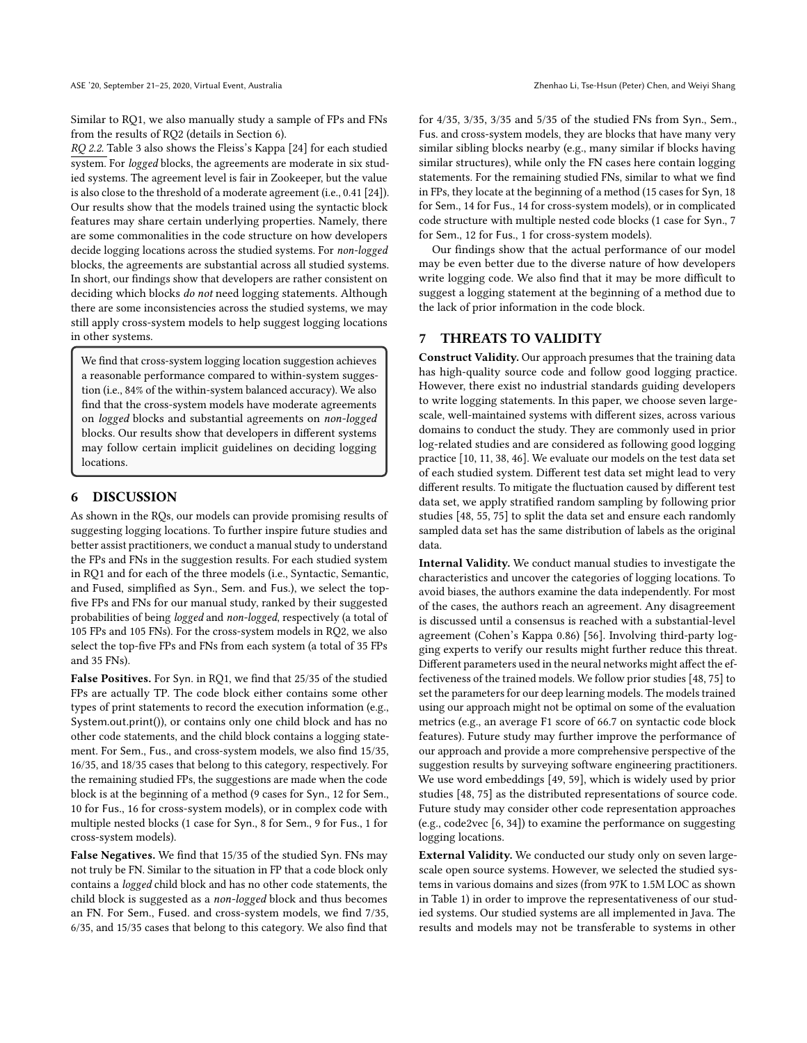Similar to RQ1, we also manually study a sample of FPs and FNs from the results of RQ2 (details in Section 6).

*RQ 2.2.* Table 3 also shows the Fleiss's Kappa [24] for each studied system. For *logged* blocks, the agreements are moderate in six studied systems. The agreement level is fair in Zookeeper, but the value is also close to the threshold of a moderate agreement (i.e., 0.41 [24]). Our results show that the models trained using the syntactic block features may share certain underlying properties. Namely, there are some commonalities in the code structure on how developers decide logging locations across the studied systems. For *non-logged* blocks, the agreements are substantial across all studied systems. In short, our findings show that developers are rather consistent on deciding which blocks *do not* need logging statements. Although there are some inconsistencies across the studied systems, we may still apply cross-system models to help suggest logging locations in other systems.

> We find that cross-system logging location suggestion achieves a reasonable performance compared to within-system suggestion (i.e., 84% of the within-system balanced accuracy). We also find that the cross-system models have moderate agreements on *logged* blocks and substantial agreements on *non-logged* blocks. Our results show that developers in different systems may follow certain implicit guidelines on deciding logging locations.

## 6 DISCUSSION

As shown in the RQs, our models can provide promising results of suggesting logging locations. To further inspire future studies and better assist practitioners, we conduct a manual study to understand the FPs and FNs in the suggestion results. For each studied system in RQ1 and for each of the three models (i.e., Syntactic, Semantic, and Fused, simplified as Syn., Sem. and Fus.), we select the top-five FPs and FNs for our manual study, ranked by their suggested probabilities of being *logged* and *non-logged*, respectively (a total of 105 FPs and 105 FNs). For the cross-system models in RQ2, we also select the top-five FPs and FNs from each system (a total of 35 FPs and 35 FNs).

**False Positives.** For Syn. in RQ1, we find that 25/35 of the studied FPs are actually TP. The code block either contains some other types of print statements to record the execution information (e.g., System.out.print()), or contains only one child block and has no other code statements, and the child block contains a logging statement. For Sem., Fus., and cross-system models, we also find 15/35, 16/35, and 18/35 cases that belong to this category, respectively. For the remaining studied FPs, the suggestions are made when the code block is at the beginning of a method (9 cases for Syn., 12 for Sem., 10 for Fus., 16 for cross-system models), or in complex code with multiple nested blocks (1 case for Syn., 8 for Sem., 9 for Fus., 1 for cross-system models).

**False Negatives.** We find that 15/35 of the studied Syn. FNs may not truly be FN. Similar to the situation in FP that a code block only contains a *logged* child block and has no other code statements, the child block is suggested as a *non-logged* block and thus becomes an FN. For Sem., Fused. and cross-system models, we find 7/35, 6/35, and 15/35 cases that belong to this category. We also find that for 4/35, 3/35, 3/35 and 5/35 of the studied FNs from Syn., Sem., Fus. and cross-system models, they are blocks that have many very similar sibling blocks nearby (e.g., many similar if blocks having similar structures), while only the FN cases here contain logging statements. For the remaining studied FNs, similar to what we find in FPs, they locate at the beginning of a method (15 cases for Syn, 18 for Sem., 14 for Fus., 14 for cross-system models), or in complicated code structure with multiple nested code blocks (1 case for Syn., 7 for Sem., 12 for Fus., 1 for cross-system models).

Our findings show that the actual performance of our model may be even better due to the diverse nature of how developers write logging code. We also find that it may be more difficult to suggest a logging statement at the beginning of a method due to the lack of prior information in the code block.

## 7 THREATS TO VALIDITY

**Construct Validity.** Our approach presumes that the training data has high-quality source code and follow good logging practice. However, there exist no industrial standards guiding developers to write logging statements. In this paper, we choose seven large-scale, well-maintained systems with different sizes, across various domains to conduct the study. They are commonly used in prior log-related studies and are considered as following good logging practice [10, 11, 38, 46]. We evaluate our models on the test data set of each studied system. Different test data set might lead to very different results. To mitigate the fluctuation caused by different test data set, we apply stratified random sampling by following prior studies [48, 55, 75] to split the data set and ensure each randomly sampled data set has the same distribution of labels as the original data.

**Internal Validity.** We conduct manual studies to investigate the characteristics and uncover the categories of logging locations. To avoid biases, the authors examine the data independently. For most of the cases, the authors reach an agreement. Any disagreement is discussed until a consensus is reached with a substantial-level agreement (Cohen's Kappa 0.86) [56]. Involving third-party logging experts to verify our results might further reduce this threat. Different parameters used in the neural networks might affect the effectiveness of the trained models. We follow prior studies [48, 75] to set the parameters for our deep learning models. The models trained using our approach might not be optimal on some of the evaluation metrics (e.g., an average F1 score of 66.7 on syntactic code block features). Future study may further improve the performance of our approach and provide a more comprehensive perspective of the suggestion results by surveying software engineering practitioners. We use word embeddings [49, 59], which is widely used by prior studies [48, 75] as the distributed representations of source code. Future study may consider other code representation approaches (e.g., code2vec [6, 34]) to examine the performance on suggesting logging locations.

**External Validity.** We conducted our study only on seven large-scale open source systems. However, we selected the studied systems in various domains and sizes (from 97K to 1.5M LOC as shown in Table 1) in order to improve the representativeness of our studied systems. Our studied systems are all implemented in Java. The results and models may not be transferable to systems in other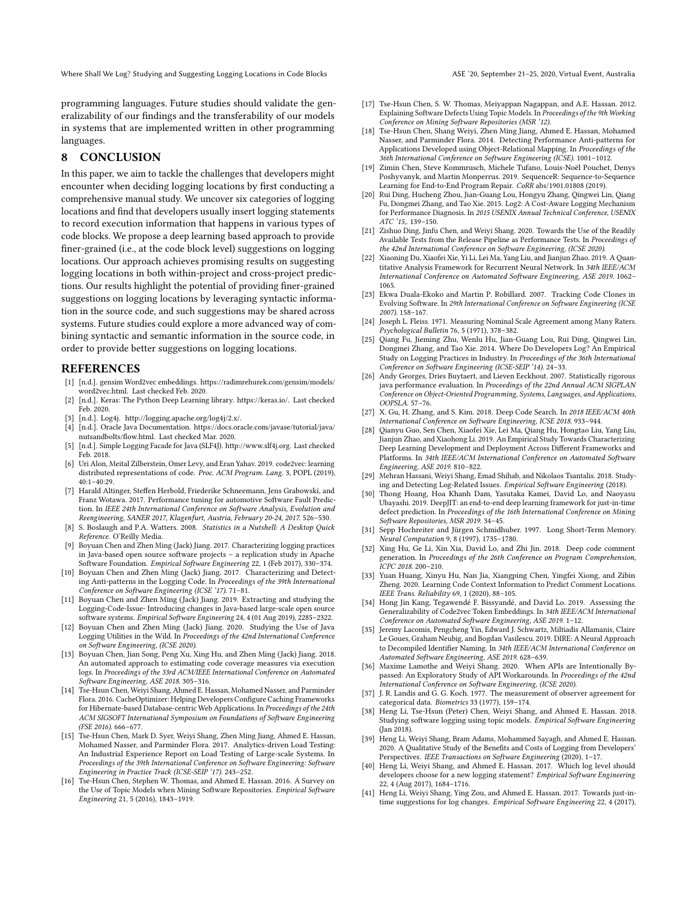programming languages. Future studies should validate the generalizability of our findings and the transferability of our models in systems that are implemented written in other programming languages.

## 8 CONCLUSION

In this paper, we aim to tackle the challenges that developers might encounter when deciding logging locations by first conducting a comprehensive manual study. We uncover six categories of logging locations and find that developers usually insert logging statements to record execution information that happens in various types of code blocks. We propose a deep learning based approach to provide finer-grained (i.e., at the code block level) suggestions on logging locations. Our approach achieves promising results on suggesting logging locations in both within-project and cross-project predictions. Our results highlight the potential of providing finer-grained suggestions on logging locations by leveraging syntactic information in the source code, and such suggestions may be shared across systems. Future studies could explore a more advanced way of combining syntactic and semantic information in the source code, in order to provide better suggestions on logging locations.

## REFERENCES

[1] [n.d.]. gensim Word2vec embeddings. https://radimrehurek.com/gensim/models/word2vec.html. Last checked Feb. 2020.

[2] [n.d.]. Keras: The Python Deep Learning library. https://keras.io/. Last checked Feb. 2020.

[3] [n.d.]. Log4j. http://logging.apache.org/log4j/2.x/.

[4] [n.d.]. Oracle Java Documentation. https://docs.oracle.com/javase/tutorial/java/nutsandbolts/flow.html. Last checked Mar. 2020.

[5] [n.d.]. Simple Logging Facade for Java (SLF4J). http://www.slf4j.org. Last checked Feb. 2018.

[6] Uri Alon, Meital Zilberstein, Omer Levy, and Eran Yahav. 2019. code2vec: learning distributed representations of code. *Proc. ACM Program. Lang.* 3, POPL (2019), 40:1–40:29.

[7] Harald Altinger, Steffen Herbold, Friederike Schneemann, Jens Grabowski, and Franz Wotawa. 2017. Performance tuning for automotive Software Fault Prediction. In *IEEE 24th International Conference on Software Analysis, Evolution and Reengineering, SANER 2017, Klagenfurt, Austria, February 20-24, 2017.* 526–530.

[8] S. Boslaugh and P.A. Watters. 2008. *Statistics in a Nutshell: A Desktop Quick Reference.* O'Reilly Media.

[9] Boyuan Chen and Zhen Ming (Jack) Jiang. 2017. Characterizing logging practices in Java-based open source software projects – a replication study in Apache Software Foundation. *Empirical Software Engineering* 22, 1 (Feb 2017), 330–374.

[10] Boyuan Chen and Zhen Ming (Jack) Jiang. 2017. Characterizing and Detecting Anti-patterns in the Logging Code. In *Proceedings of the 39th International Conference on Software Engineering (ICSE '17).* 71–81.

[11] Boyuan Chen and Zhen Ming (Jack) Jiang. 2019. Extracting and studying the Logging-Code-Issue- Introducing changes in Java-based large-scale open source software systems. *Empirical Software Engineering* 24, 4 (01 Aug 2019), 2285–2322.

[12] Boyuan Chen and Zhen Ming (Jack) Jiang. 2020. Studying the Use of Java Logging Utilities in the Wild. In *Proceedings of the 42nd International Conference on Software Engineering, (ICSE 2020).*

[13] Boyuan Chen, Jian Song, Peng Xu, Xing Hu, and Zhen Ming (Jack) Jiang. 2018. An automated approach to estimating code coverage measures via execution logs. In *Proceedings of the 33rd ACM/IEEE International Conference on Automated Software Engineering, ASE 2018.* 305–316.

[14] Tse-Hsun Chen, Weiyi Shang, Ahmed E. Hassan, Mohamed Nasser, and Parminder Flora. 2016. CacheOptimizer: Helping Developers Configure Caching Frameworks for Hibernate-based Database-centric Web Applications. In *Proceedings of the 24th ACM SIGSOFT International Symposium on Foundations of Software Engineering (FSE 2016).* 666–677.

[15] Tse-Hsun Chen, Mark D. Syer, Weiyi Shang, Zhen Ming Jiang, Ahmed E. Hassan, Mohamed Nasser, and Parminder Flora. 2017. Analytics-driven Load Testing: An Industrial Experience Report on Load Testing of Large-scale Systems. In *Proceedings of the 39th International Conference on Software Engineering: Software Engineering in Practice Track (ICSE-SEIP '17).* 243–252.

[16] Tse-Hsun Chen, Stephen W. Thomas, and Ahmed E. Hassan. 2016. A Survey on the Use of Topic Models when Mining Software Repositories. *Empirical Software Engineering* 21, 5 (2016), 1843–1919.

[17] Tse-Hsun Chen, S. W. Thomas, Meiyappan Nagappan, and A.E. Hassan. 2012. Explaining Software Defects Using Topic Models. In *Proceedings of the 9th Working Conference on Mining Software Repositories (MSR '12).*

[18] Tse-Hsun Chen, Shang Weiyi, Zhen Ming Jiang, Ahmed E. Hassan, Mohamed Nasser, and Parminder Flora. 2014. Detecting Performance Anti-patterns for Applications Developed using Object-Relational Mapping. In *Proceedings of the 36th International Conference on Software Engineering (ICSE).* 1001–1012.

[19] Zimin Chen, Steve Kommrusch, Michele Tufano, Louis-Noël Pouchet, Denys Poshyvanyk, and Martin Monperrus. 2019. SequenceR: Sequence-to-Sequence Learning for End-to-End Program Repair. *CoRR* abs/1901.01808 (2019).

[20] Rui Ding, Hucheng Zhou, Jian-Guang Lou, Hongyu Zhang, Qingwei Lin, Qiang Fu, Dongmei Zhang, and Tao Xie. 2015. Log2: A Cost-Aware Logging Mechanism for Performance Diagnosis. In *2015 USENIX Annual Technical Conference, USENIX ATC '15,.* 139–150.

[21] Zishuo Ding, Jinfu Chen, and Weiyi Shang. 2020. Towards the Use of the Readily Available Tests from the Release Pipeline as Performance Tests. In *Proceedings of the 42nd International Conference on Software Engineering, (ICSE 2020).*

[22] Xiaoning Du, Xiaofei Xie, Yi Li, Lei Ma, Yang Liu, and Jianjun Zhao. 2019. A Quantitative Analysis Framework for Recurrent Neural Network. In *34th IEEE/ACM International Conference on Automated Software Engineering, ASE 2019.* 1062–1065.

[23] Ekwa Duala-Ekoko and Martin P. Robillard. 2007. Tracking Code Clones in Evolving Software. In *29th International Conference on Software Engineering (ICSE 2007).* 158–167.

[24] Joseph L. Fleiss. 1971. Measuring Nominal Scale Agreement among Many Raters. *Psychological Bulletin* 76, 5 (1971), 378–382.

[25] Qiang Fu, Jieming Zhu, Wenlu Hu, Jian-Guang Lou, Rui Ding, Qingwei Lin, Dongmei Zhang, and Tao Xie. 2014. Where Do Developers Log? An Empirical Study on Logging Practices in Industry. In *Proceedings of the 36th International Conference on Software Engineering (ICSE-SEIP '14).* 24–33.

[26] Andy Georges, Dries Buytaert, and Lieven Eeckhout. 2007. Statistically rigorous java performance evaluation. In *Proceedings of the 22nd Annual ACM SIGPLAN Conference on Object-Oriented Programming, Systems, Languages, and Applications, OOPSLA.* 57–76.

[27] X. Gu, H. Zhang, and S. Kim. 2018. Deep Code Search. In *2018 IEEE/ACM 40th International Conference on Software Engineering, ICSE 2018.* 933–944.

[28] Qianyu Guo, Sen Chen, Xiaofei Xie, Lei Ma, Qiang Hu, Hongtao Liu, Yang Liu, Jianjun Zhao, and Xiaohong Li. 2019. An Empirical Study Towards Characterizing Deep Learning Development and Deployment Across Different Frameworks and Platforms. In *34th IEEE/ACM International Conference on Automated Software Engineering, ASE 2019.* 810–822.

[29] Mehran Hassani, Weiyi Shang, Emad Shihab, and Nikolaos Tsantalis. 2018. Studying and Detecting Log-Related Issues. *Empirical Software Engineering* (2018).

[30] Thong Hoang, Hoa Khanh Dam, Yasutaka Kamei, David Lo, and Naoyasu Ubayashi. 2019. DeepJIT: an end-to-end deep learning framework for just-in-time defect prediction. In *Proceedings of the 16th International Conference on Mining Software Repositories, MSR 2019.* 34–45.

[31] Sepp Hochreiter and Jürgen Schmidhuber. 1997. Long Short-Term Memory. *Neural Computation* 9, 8 (1997), 1735–1780.

[32] Xing Hu, Ge Li, Xin Xia, David Lo, and Zhi Jin. 2018. Deep code comment generation. In *Proceedings of the 26th Conference on Program Comprehension, ICPC 2018.* 200–210.

[33] Yuan Huang, Xinyu Hu, Nan Jia, Xiangping Chen, Yingfei Xiong, and Zibin Zheng. 2020. Learning Code Context Information to Predict Comment Locations. *IEEE Trans. Reliability* 69, 1 (2020), 88–105.

[34] Hong Jin Kang, Tegawendé F. Bissyandé, and David Lo. 2019. Assessing the Generalizability of Code2vec Token Embeddings. In *34th IEEE/ACM International Conference on Automated Software Engineering, ASE 2019.* 1–12.

[35] Jeremy Lacomis, Pengcheng Yin, Edward J. Schwartz, Miltiadis Allamanis, Claire Le Goues, Graham Neubig, and Bogdan Vasilescu. 2019. DIRE: A Neural Approach to Decompiled Identifier Naming. In *34th IEEE/ACM International Conference on Automated Software Engineering, ASE 2019.* 628–639.

[36] Maxime Lamothe and Weiyi Shang. 2020. When APIs are Intentionally Bypassed: An Exploratory Study of API Workarounds. In *Proceedings of the 42nd International Conference on Software Engineering, (ICSE 2020).*

[37] J. R. Landis and G. G. Koch. 1977. The measurement of observer agreement for categorical data. *Biometrics* 33 (1977), 159–174.

[38] Heng Li, Tse-Hsun (Peter) Chen, Weiyi Shang, and Ahmed E. Hassan. 2018. Studying software logging using topic models. *Empirical Software Engineering* (Jan 2018).

[39] Heng Li, Weiyi Shang, Bram Adams, Mohammed Sayagh, and Ahmed E. Hassan. 2020. A Qualitative Study of the Benefits and Costs of Logging from Developers' Perspectives. *IEEE Transactions on Software Engineering* (2020), 1–17.

[40] Heng Li, Weiyi Shang, and Ahmed E. Hassan. 2017. Which log level should developers choose for a new logging statement? *Empirical Software Engineering* 22, 4 (Aug 2017), 1684–1716.

[41] Heng Li, Weiyi Shang, Ying Zou, and Ahmed E. Hassan. 2017. Towards just-in-time suggestions for log changes. *Empirical Software Engineering* 22, 4 (2017),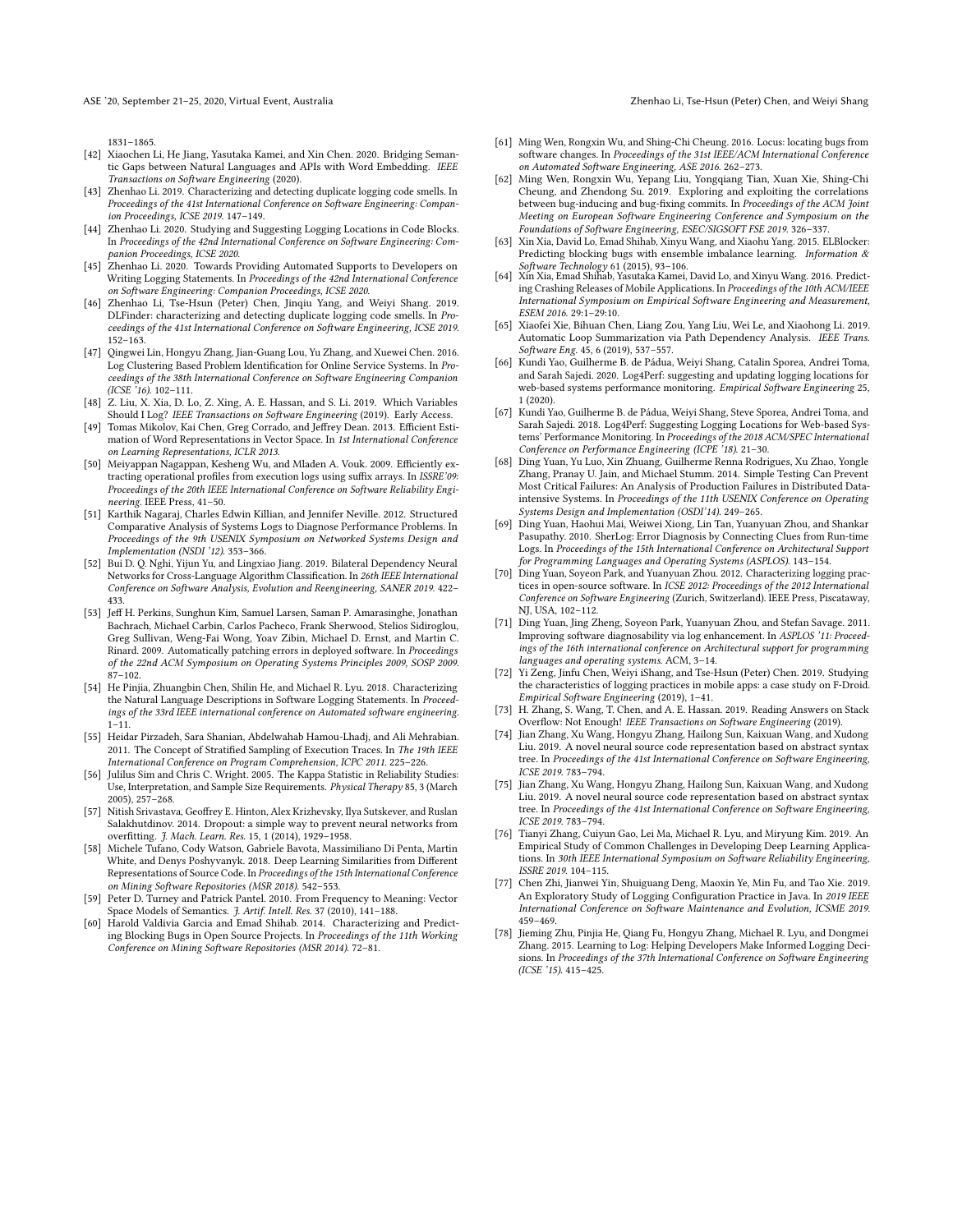1831–1865.

[42] Xiaochen Li, He Jiang, Yasutaka Kamei, and Xin Chen. 2020. Bridging Semantic Gaps between Natural Languages and APIs with Word Embedding. *IEEE Transactions on Software Engineering* (2020).

[43] Zhenhao Li. 2019. Characterizing and detecting duplicate logging code smells. In *Proceedings of the 41st International Conference on Software Engineering: Companion Proceedings, ICSE 2019.* 147–149.

[44] Zhenhao Li. 2020. Studying and Suggesting Logging Locations in Code Blocks. In *Proceedings of the 42nd International Conference on Software Engineering: Companion Proceedings, ICSE 2020.*

[45] Zhenhao Li. 2020. Towards Providing Automated Supports to Developers on Writing Logging Statements. In *Proceedings of the 42nd International Conference on Software Engineering: Companion Proceedings, ICSE 2020.*

[46] Zhenhao Li, Tse-Hsun (Peter) Chen, Jinqiu Yang, and Weiyi Shang. 2019. DLFinder: characterizing and detecting duplicate logging code smells. In *Proceedings of the 41st International Conference on Software Engineering, ICSE 2019.* 152–163.

[47] Qingwei Lin, Hongyu Zhang, Jian-Guang Lou, Yu Zhang, and Xuewei Chen. 2016. Log Clustering Based Problem Identification for Online Service Systems. In *Proceedings of the 38th International Conference on Software Engineering Companion (ICSE '16).* 102–111.

[48] Z. Liu, X. Xia, D. Lo, Z. Xing, A. E. Hassan, and S. Li. 2019. Which Variables Should I Log? *IEEE Transactions on Software Engineering* (2019). Early Access.

[49] Tomas Mikolov, Kai Chen, Greg Corrado, and Jeffrey Dean. 2013. Efficient Estimation of Word Representations in Vector Space. In *1st International Conference on Learning Representations, ICLR 2013.*

[50] Meiyappan Nagappan, Kesheng Wu, and Mladen A. Vouk. 2009. Efficiently extracting operational profiles from execution logs using suffix arrays. In *ISSRE'09: Proceedings of the 20th IEEE International Conference on Software Reliability Engineering.* IEEE Press, 41–50.

[51] Karthik Nagaraj, Charles Edwin Killian, and Jennifer Neville. 2012. Structured Comparative Analysis of Systems Logs to Diagnose Performance Problems. In *Proceedings of the 9th USENIX Symposium on Networked Systems Design and Implementation (NSDI '12).* 353–366.

[52] Bui D. Q. Nghi, Yijun Yu, and Lingxiao Jiang. 2019. Bilateral Dependency Neural Networks for Cross-Language Algorithm Classification. In *26th IEEE International Conference on Software Analysis, Evolution and Reengineering, SANER 2019.* 422–433.

[53] Jeff H. Perkins, Sunghun Kim, Samuel Larsen, Saman P. Amarasinghe, Jonathan Bachrach, Michael Carbin, Carlos Pacheco, Frank Sherwood, Stelios Sidiroglou, Greg Sullivan, Weng-Fai Wong, Yoav Zibin, Michael D. Ernst, and Martin C. Rinard. 2009. Automatically patching errors in deployed software. In *Proceedings of the 22nd ACM Symposium on Operating Systems Principles 2009, SOSP 2009.* 87–102.

[54] He Pinjia, Zhuangbin Chen, Shilin He, and Michael R. Lyu. 2018. Characterizing the Natural Language Descriptions in Software Logging Statements. In *Proceedings of the 33rd IEEE international conference on Automated software engineering.* 1–11.

[55] Heidar Pirzadeh, Sara Shanian, Abdelwahab Hamou-Lhadj, and Ali Mehrabian. 2011. The Concept of Stratified Sampling of Execution Traces. In *The 19th IEEE International Conference on Program Comprehension, ICPC 2011.* 225–226.

[56] Julilus Sim and Chris C. Wright. 2005. The Kappa Statistic in Reliability Studies: Use, Interpretation, and Sample Size Requirements. *Physical Therapy* 85, 3 (March 2005), 257–268.

[57] Nitish Srivastava, Geoffrey E. Hinton, Alex Krizhevsky, Ilya Sutskever, and Ruslan Salakhutdinov. 2014. Dropout: a simple way to prevent neural networks from overfitting. *J. Mach. Learn. Res.* 15, 1 (2014), 1929–1958.

[58] Michele Tufano, Cody Watson, Gabriele Bavota, Massimiliano Di Penta, Martin White, and Denys Poshyvanyk. 2018. Deep Learning Similarities from Different Representations of Source Code. In *Proceedings of the 15th International Conference on Mining Software Repositories (MSR 2018).* 542–553.

[59] Peter D. Turney and Patrick Pantel. 2010. From Frequency to Meaning: Vector Space Models of Semantics. *J. Artif. Intell. Res.* 37 (2010), 141–188.

[60] Harold Valdivia Garcia and Emad Shihab. 2014. Characterizing and Predicting Blocking Bugs in Open Source Projects. In *Proceedings of the 11th Working Conference on Mining Software Repositories (MSR 2014).* 72–81.

[61] Ming Wen, Rongxin Wu, and Shing-Chi Cheung. 2016. Locus: locating bugs from software changes. In *Proceedings of the 31st IEEE/ACM International Conference on Automated Software Engineering, ASE 2016.* 262–273.

[62] Ming Wen, Rongxin Wu, Yepang Liu, Yongqiang Tian, Xuan Xie, Shing-Chi Cheung, and Zhendong Su. 2019. Exploring and exploiting the correlations between bug-inducing and bug-fixing commits. In *Proceedings of the ACM Joint Meeting on European Software Engineering Conference and Symposium on the Foundations of Software Engineering, ESEC/SIGSOFT FSE 2019.* 326–337.

[63] Xin Xia, David Lo, Emad Shihab, Xinyu Wang, and Xiaohu Yang. 2015. ELBlocker: Predicting blocking bugs with ensemble imbalance learning. *Information & Software Technology* 61 (2015), 93–106.

[64] Xin Xia, Emad Shihab, Yasutaka Kamei, David Lo, and Xinyu Wang. 2016. Predicting Crashing Releases of Mobile Applications. In *Proceedings of the 10th ACM/IEEE International Symposium on Empirical Software Engineering and Measurement, ESEM 2016.* 29:1–29:10.

[65] Xiaofei Xie, Bihuan Chen, Liang Zou, Yang Liu, Wei Le, and Xiaohong Li. 2019. Automatic Loop Summarization via Path Dependency Analysis. *IEEE Trans. Software Eng.* 45, 6 (2019), 537–557.

[66] Kundi Yao, Guilherme B. de Pádua, Weiyi Shang, Catalin Sporea, Andrei Toma, and Sarah Sajedi. 2020. Log4Perf: suggesting and updating logging locations for web-based systems performance monitoring. *Empirical Software Engineering* 25, 1 (2020).

[67] Kundi Yao, Guilherme B. de Pádua, Weiyi Shang, Steve Sporea, Andrei Toma, and Sarah Sajedi. 2018. Log4Perf: Suggesting Logging Locations for Web-based Systems' Performance Monitoring. In *Proceedings of the 2018 ACM/SPEC International Conference on Performance Engineering (ICPE '18).* 21–30.

[68] Ding Yuan, Yu Luo, Xin Zhuang, Guilherme Renna Rodrigues, Xu Zhao, Yongle Zhang, Pranay U. Jain, and Michael Stumm. 2014. Simple Testing Can Prevent Most Critical Failures: An Analysis of Production Failures in Distributed Data-intensive Systems. In *Proceedings of the 11th USENIX Conference on Operating Systems Design and Implementation (OSDI'14).* 249–265.

[69] Ding Yuan, Haohui Mai, Weiwei Xiong, Lin Tan, Yuanyuan Zhou, and Shankar Pasupathy. 2010. SherLog: Error Diagnosis by Connecting Clues from Run-time Logs. In *Proceedings of the 15th International Conference on Architectural Support for Programming Languages and Operating Systems (ASPLOS).* 143–154.

[70] Ding Yuan, Soyeon Park, and Yuanyuan Zhou. 2012. Characterizing logging practices in open-source software. In *ICSE 2012: Proceedings of the 2012 International Conference on Software Engineering* (Zurich, Switzerland). IEEE Press, Piscataway, NJ, USA, 102–112.

[71] Ding Yuan, Jing Zheng, Soyeon Park, Yuanyuan Zhou, and Stefan Savage. 2011. Improving software diagnosability via log enhancement. In *ASPLOS '11: Proceedings of the 16th international conference on Architectural support for programming languages and operating systems.* ACM, 3–14.

[72] Yi Zeng, Jinfu Chen, Weiyi iShang, and Tse-Hsun (Peter) Chen. 2019. Studying the characteristics of logging practices in mobile apps: a case study on F-Droid. *Empirical Software Engineering* (2019), 1–41.

[73] H. Zhang, S. Wang, T. Chen, and A. E. Hassan. 2019. Reading Answers on Stack Overflow: Not Enough! *IEEE Transactions on Software Engineering* (2019).

[74] Jian Zhang, Xu Wang, Hongyu Zhang, Hailong Sun, Kaixuan Wang, and Xudong Liu. 2019. A novel neural source code representation based on abstract syntax tree. In *Proceedings of the 41st International Conference on Software Engineering, ICSE 2019.* 783–794.

[75] Jian Zhang, Xu Wang, Hongyu Zhang, Hailong Sun, Kaixuan Wang, and Xudong Liu. 2019. A novel neural source code representation based on abstract syntax tree. In *Proceedings of the 41st International Conference on Software Engineering, ICSE 2019.* 783–794.

[76] Tianyi Zhang, Cuiyun Gao, Lei Ma, Michael R. Lyu, and Miryung Kim. 2019. An Empirical Study of Common Challenges in Developing Deep Learning Applications. In *30th IEEE International Symposium on Software Reliability Engineering, ISSRE 2019.* 104–115.

[77] Chen Zhi, Jianwei Yin, Shuiguang Deng, Maoxin Ye, Min Fu, and Tao Xie. 2019. An Exploratory Study of Logging Configuration Practice in Java. In *2019 IEEE International Conference on Software Maintenance and Evolution, ICSME 2019.* 459–469.

[78] Jieming Zhu, Pinjia He, Qiang Fu, Hongyu Zhang, Michael R. Lyu, and Dongmei Zhang. 2015. Learning to Log: Helping Developers Make Informed Logging Decisions. In *Proceedings of the 37th International Conference on Software Engineering (ICSE '15).* 415–425.